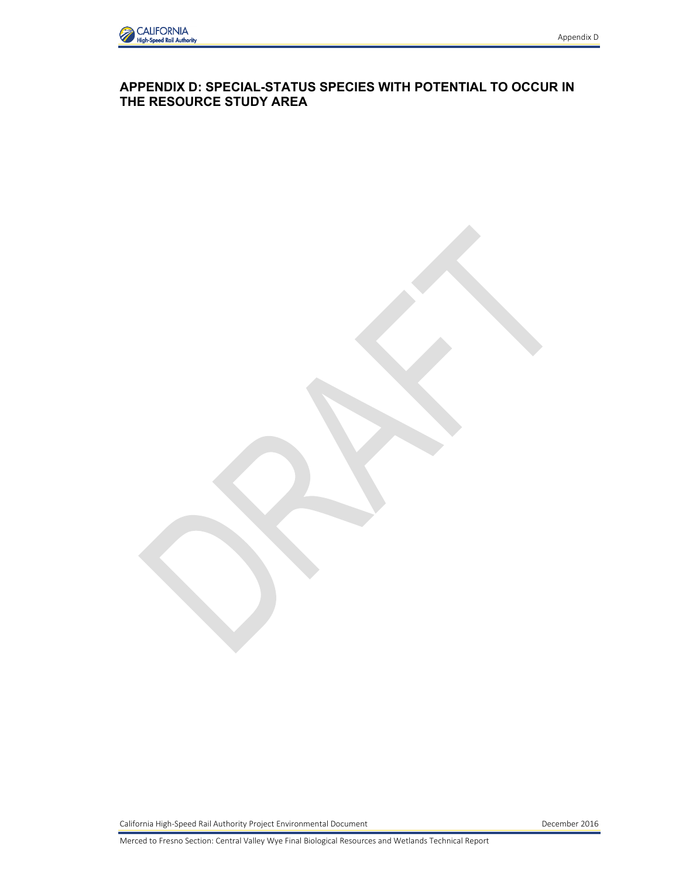# APPENDIX D: SPECIAL-STATUS SPECIES WITH POTENTIAL TO OCCUR IN THE RESOURCE STUDY AREA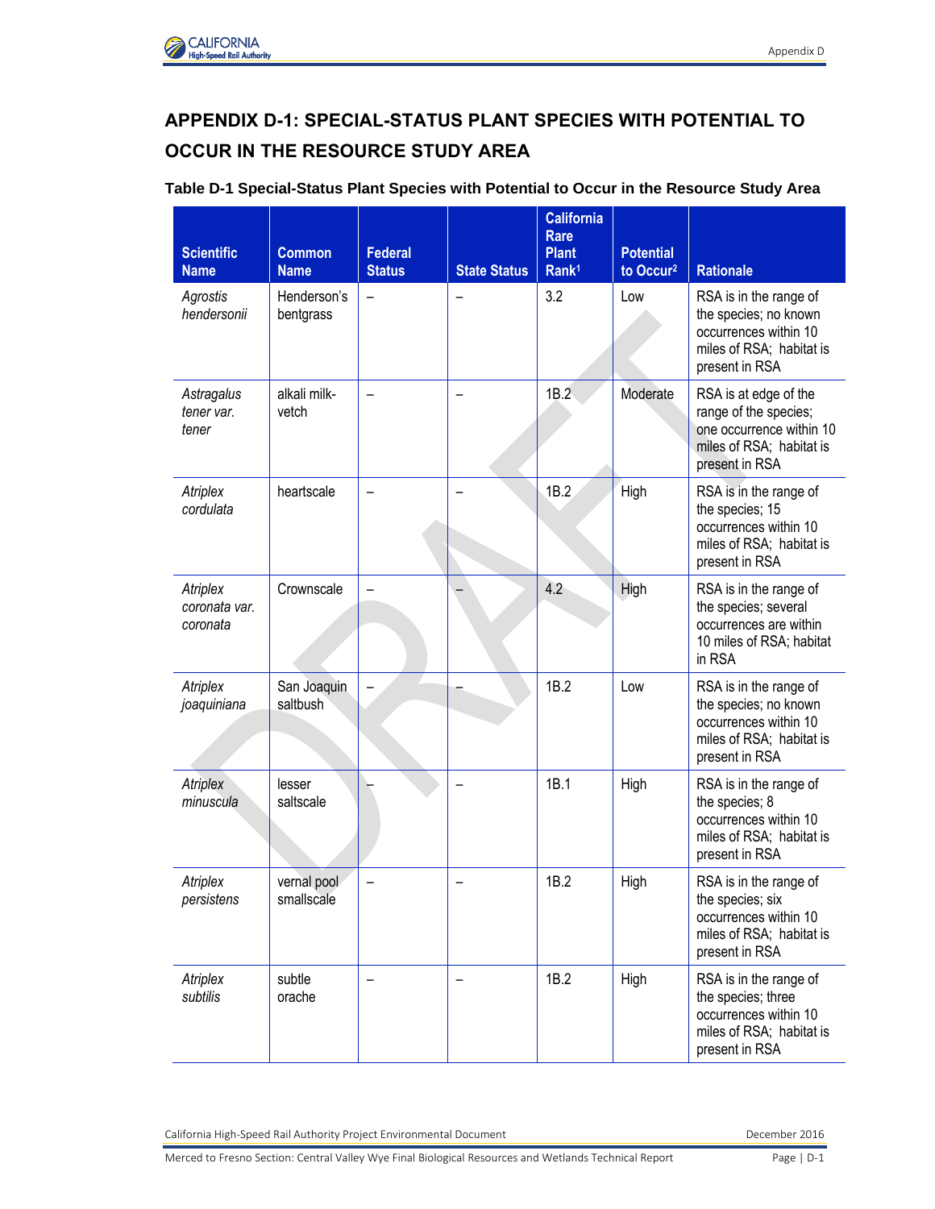# APPENDIX D-1: SPECIAL-STATUS PLANT SPECIES WITH POTENTIAL TO OCCUR IN THE RESOURCE STUDY AREA

**Table D-1 Special-Status Plant Species with Potential to Occur in the Resource Study Area**

| Scientific Name | Common Name | Federal Status | State Status | California Rare Plant Rank[1] | Potential to Occur[2] | Rationale |
|---|---|---|---|---|---|---|
| *Agrostis hendersonii* | Henderson's bentgrass | – | – | 3.2 | Low | RSA is in the range of the species; no known occurrences within 10 miles of RSA; habitat is present in RSA |
| *Astragalus tener var. tener* | alkali milk-vetch | – | – | 1B.2 | Moderate | RSA is at edge of the range of the species; one occurrence within 10 miles of RSA; habitat is present in RSA |
| *Atriplex cordulata* | heartscale | – | – | 1B.2 | High | RSA is in the range of the species; 15 occurrences within 10 miles of RSA; habitat is present in RSA |
| *Atriplex coronata var. coronata* | Crownscale | – | – | 4.2 | High | RSA is in the range of the species; several occurrences are within 10 miles of RSA; habitat in RSA |
| *Atriplex joaquiniana* | San Joaquin saltbush | – | – | 1B.2 | Low | RSA is in the range of the species; no known occurrences within 10 miles of RSA; habitat is present in RSA |
| *Atriplex minuscula* | lesser saltscale | – | – | 1B.1 | High | RSA is in the range of the species; 8 occurrences within 10 miles of RSA; habitat is present in RSA |
| *Atriplex persistens* | vernal pool smallscale | – | – | 1B.2 | High | RSA is in the range of the species; six occurrences within 10 miles of RSA; habitat is present in RSA |
| *Atriplex subtilis* | subtle orache | – | – | 1B.2 | High | RSA is in the range of the species; three occurrences within 10 miles of RSA; habitat is present in RSA |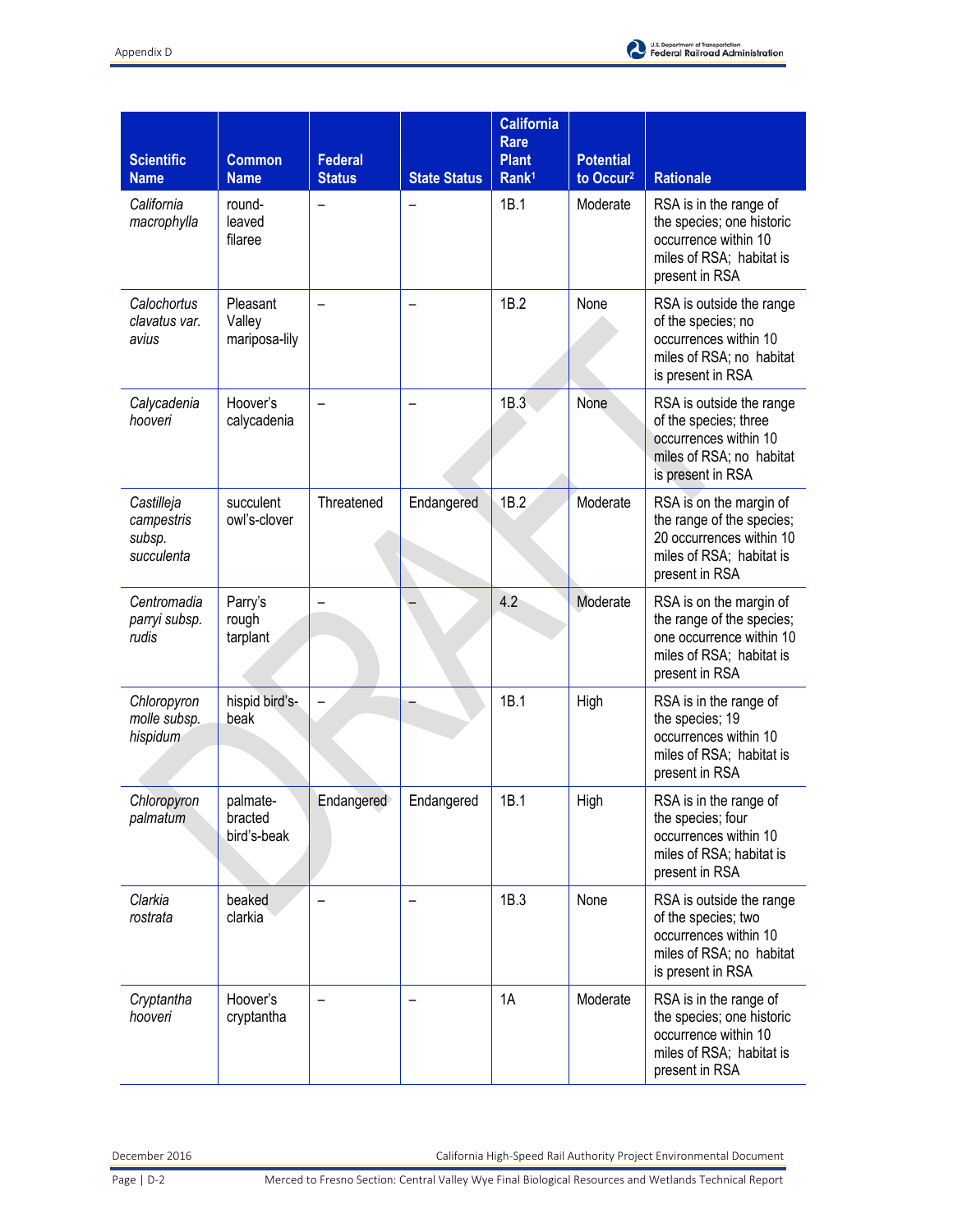| Scientific Name | Common Name | Federal Status | State Status | California Rare Plant Rank[1] | Potential to Occur[2] | Rationale |
|---|---|---|---|---|---|---|
| *California macrophylla* | round-leaved filaree | – | – | 1B.1 | Moderate | RSA is in the range of the species; one historic occurrence within 10 miles of RSA; habitat is present in RSA |
| *Calochortus clavatus var. avius* | Pleasant Valley mariposa-lily | – | – | 1B.2 | None | RSA is outside the range of the species; no occurrences within 10 miles of RSA; no habitat is present in RSA |
| *Calycadenia hooveri* | Hoover's calycadenia | – | – | 1B.3 | None | RSA is outside the range of the species; three occurrences within 10 miles of RSA; no habitat is present in RSA |
| *Castilleja campestris subsp. succulenta* | succulent owl's-clover | Threatened | Endangered | 1B.2 | Moderate | RSA is on the margin of the range of the species; 20 occurrences within 10 miles of RSA; habitat is present in RSA |
| *Centromadia parryi subsp. rudis* | Parry's rough tarplant | – | – | 4.2 | Moderate | RSA is on the margin of the range of the species; one occurrence within 10 miles of RSA; habitat is present in RSA |
| *Chloropyron molle subsp. hispidum* | hispid bird's-beak | – | – | 1B.1 | High | RSA is in the range of the species; 19 occurrences within 10 miles of RSA; habitat is present in RSA |
| *Chloropyron palmatum* | palmate-bracted bird's-beak | Endangered | Endangered | 1B.1 | High | RSA is in the range of the species; four occurrences within 10 miles of RSA; habitat is present in RSA |
| *Clarkia rostrata* | beaked clarkia | – | – | 1B.3 | None | RSA is outside the range of the species; two occurrences within 10 miles of RSA; no habitat is present in RSA |
| *Cryptantha hooveri* | Hoover's cryptantha | – | – | 1A | Moderate | RSA is in the range of the species; one historic occurrence within 10 miles of RSA; habitat is present in RSA |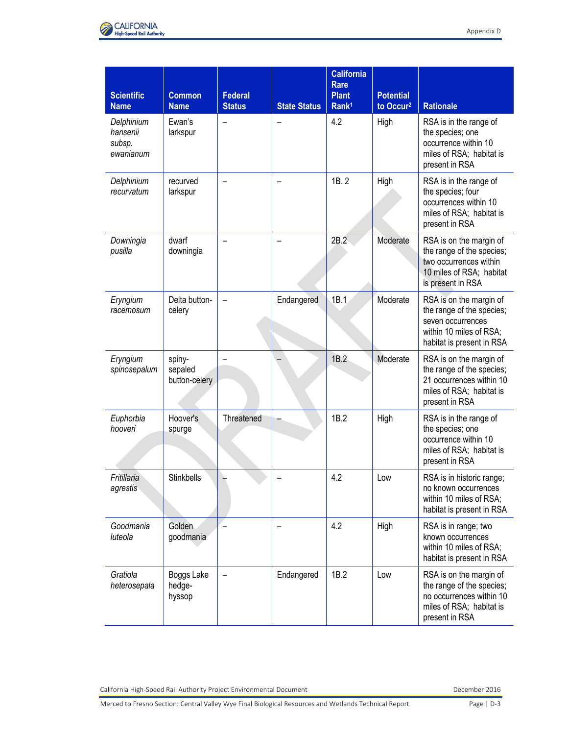| Scientific Name | Common Name | Federal Status | State Status | California Rare Plant Rank[1] | Potential to Occur[2] | Rationale |
|---|---|---|---|---|---|---|
| *Delphinium hansenii subsp. ewanianum* | Ewan's larkspur | – | – | 4.2 | High | RSA is in the range of the species; one occurrence within 10 miles of RSA; habitat is present in RSA |
| *Delphinium recurvatum* | recurved larkspur | – | – | 1B. 2 | High | RSA is in the range of the species; four occurrences within 10 miles of RSA; habitat is present in RSA |
| *Downingia pusilla* | dwarf downingia | – | – | 2B.2 | Moderate | RSA is on the margin of the range of the species; two occurrences within 10 miles of RSA; habitat is present in RSA |
| *Eryngium racemosum* | Delta button-celery | – | Endangered | 1B.1 | Moderate | RSA is on the margin of the range of the species; seven occurrences within 10 miles of RSA; habitat is present in RSA |
| *Eryngium spinosepalum* | spiny-sepaled button-celery | – | – | 1B.2 | Moderate | RSA is on the margin of the range of the species; 21 occurrences within 10 miles of RSA; habitat is present in RSA |
| *Euphorbia hooveri* | Hoover's spurge | Threatened | – | 1B.2 | High | RSA is in the range of the species; one occurrence within 10 miles of RSA; habitat is present in RSA |
| *Fritillaria agrestis* | Stinkbells | – | – | 4.2 | Low | RSA is in historic range; no known occurrences within 10 miles of RSA; habitat is present in RSA |
| *Goodmania luteola* | Golden goodmania | – | – | 4.2 | High | RSA is in range; two known occurrences within 10 miles of RSA; habitat is present in RSA |
| *Gratiola heterosepala* | Boggs Lake hedge-hyssop | – | Endangered | 1B.2 | Low | RSA is on the margin of the range of the species; no occurrences within 10 miles of RSA; habitat is present in RSA |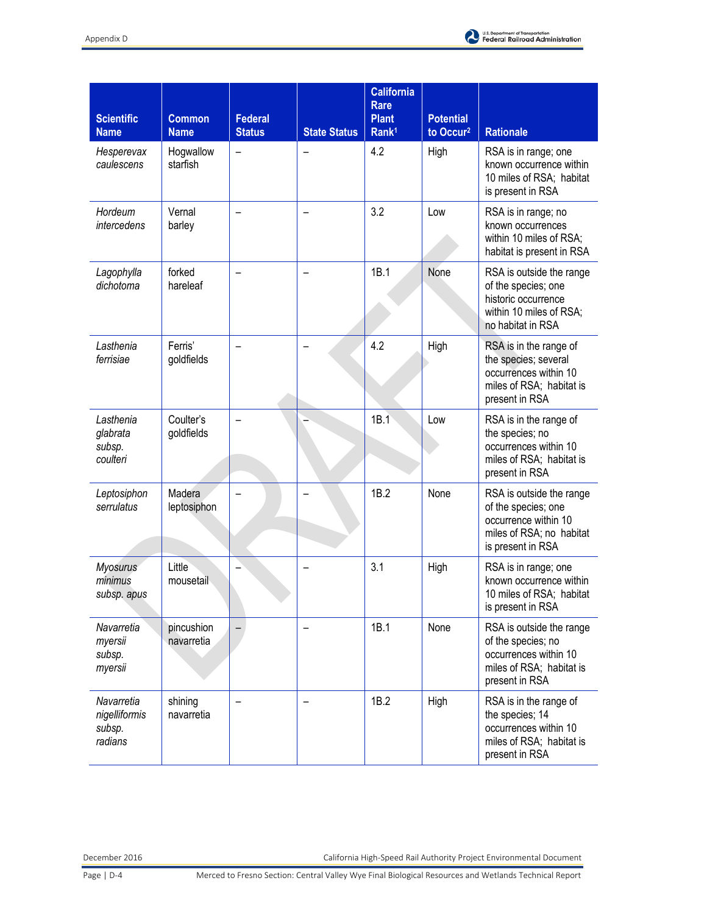| Scientific Name | Common Name | Federal Status | State Status | California Rare Plant Rank[1] | Potential to Occur[2] | Rationale |
|---|---|---|---|---|---|---|
| *Hesperevax caulescens* | Hogwallow starfish | – | – | 4.2 | High | RSA is in range; one known occurrence within 10 miles of RSA; habitat is present in RSA |
| *Hordeum intercedens* | Vernal barley | – | – | 3.2 | Low | RSA is in range; no known occurrences within 10 miles of RSA; habitat is present in RSA |
| *Lagophylla dichotoma* | forked hareleaf | – | – | 1B.1 | None | RSA is outside the range of the species; one historic occurrence within 10 miles of RSA; no habitat in RSA |
| *Lasthenia ferrisiae* | Ferris' goldfields | – | – | 4.2 | High | RSA is in the range of the species; several occurrences within 10 miles of RSA; habitat is present in RSA |
| *Lasthenia glabrata subsp. coulteri* | Coulter's goldfields | – | – | 1B.1 | Low | RSA is in the range of the species; no occurrences within 10 miles of RSA; habitat is present in RSA |
| *Leptosiphon serrulatus* | Madera leptosiphon | – | – | 1B.2 | None | RSA is outside the range of the species; one occurrence within 10 miles of RSA; no habitat is present in RSA |
| *Myosurus minimus subsp. apus* | Little mousetail | – | – | 3.1 | High | RSA is in range; one known occurrence within 10 miles of RSA; habitat is present in RSA |
| *Navarretia myersii subsp. myersii* | pincushion navarretia | – | – | 1B.1 | None | RSA is outside the range of the species; no occurrences within 10 miles of RSA; habitat is present in RSA |
| *Navarretia nigelliformis subsp. radians* | shining navarretia | – | – | 1B.2 | High | RSA is in the range of the species; 14 occurrences within 10 miles of RSA; habitat is present in RSA |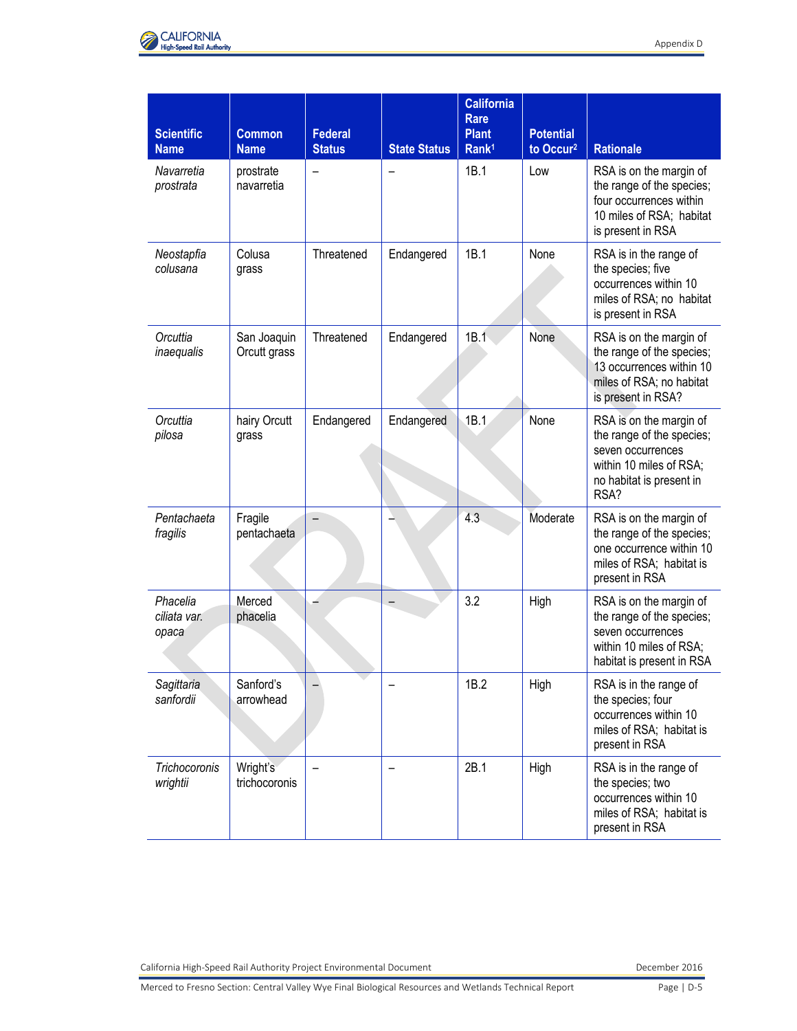| Scientific Name | Common Name | Federal Status | State Status | California Rare Plant Rank[1] | Potential to Occur[2] | Rationale |
|---|---|---|---|---|---|---|
| *Navarretia prostrata* | prostrate navarretia | – | – | 1B.1 | Low | RSA is on the margin of the range of the species; four occurrences within 10 miles of RSA; habitat is present in RSA |
| *Neostapfia colusana* | Colusa grass | Threatened | Endangered | 1B.1 | None | RSA is in the range of the species; five occurrences within 10 miles of RSA; no habitat is present in RSA |
| *Orcuttia inaequalis* | San Joaquin Orcutt grass | Threatened | Endangered | 1B.1 | None | RSA is on the margin of the range of the species; 13 occurrences within 10 miles of RSA; no habitat is present in RSA? |
| *Orcuttia pilosa* | hairy Orcutt grass | Endangered | Endangered | 1B.1 | None | RSA is on the margin of the range of the species; seven occurrences within 10 miles of RSA; no habitat is present in RSA? |
| *Pentachaeta fragilis* | Fragile pentachaeta | – | – | 4.3 | Moderate | RSA is on the margin of the range of the species; one occurrence within 10 miles of RSA; habitat is present in RSA |
| *Phacelia ciliata var. opaca* | Merced phacelia | – | – | 3.2 | High | RSA is on the margin of the range of the species; seven occurrences within 10 miles of RSA; habitat is present in RSA |
| *Sagittaria sanfordii* | Sanford's arrowhead | – | – | 1B.2 | High | RSA is in the range of the species; four occurrences within 10 miles of RSA; habitat is present in RSA |
| *Trichocoronis wrightii* | Wright's trichocoronis | – | – | 2B.1 | High | RSA is in the range of the species; two occurrences within 10 miles of RSA; habitat is present in RSA |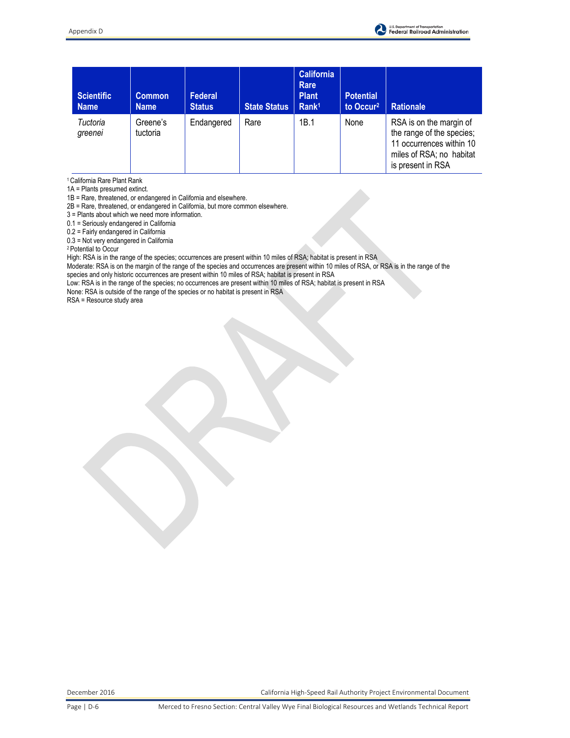| Scientific Name | Common Name | Federal Status | State Status | California Rare Plant Rank[1] | Potential to Occur[2] | Rationale |
|---|---|---|---|---|---|---|
| *Tuctoria greenei* | Greene's tuctoria | Endangered | Rare | 1B.1 | None | RSA is on the margin of the range of the species; 11 occurrences within 10 miles of RSA; no habitat is present in RSA |

[1] California Rare Plant Rank
1A = Plants presumed extinct.
1B = Rare, threatened, or endangered in California and elsewhere.
2B = Rare, threatened, or endangered in California, but more common elsewhere.
3 = Plants about which we need more information.
0.1 = Seriously endangered in California
0.2 = Fairly endangered in California
0.3 = Not very endangered in California
[2] Potential to Occur
High: RSA is in the range of the species; occurrences are present within 10 miles of RSA; habitat is present in RSA
Moderate: RSA is on the margin of the range of the species and occurrences are present within 10 miles of RSA, or RSA is in the range of the species and only historic occurrences are present within 10 miles of RSA; habitat is present in RSA
Low: RSA is in the range of the species; no occurrences are present within 10 miles of RSA; habitat is present in RSA
None: RSA is outside of the range of the species or no habitat is present in RSA
RSA = Resource study area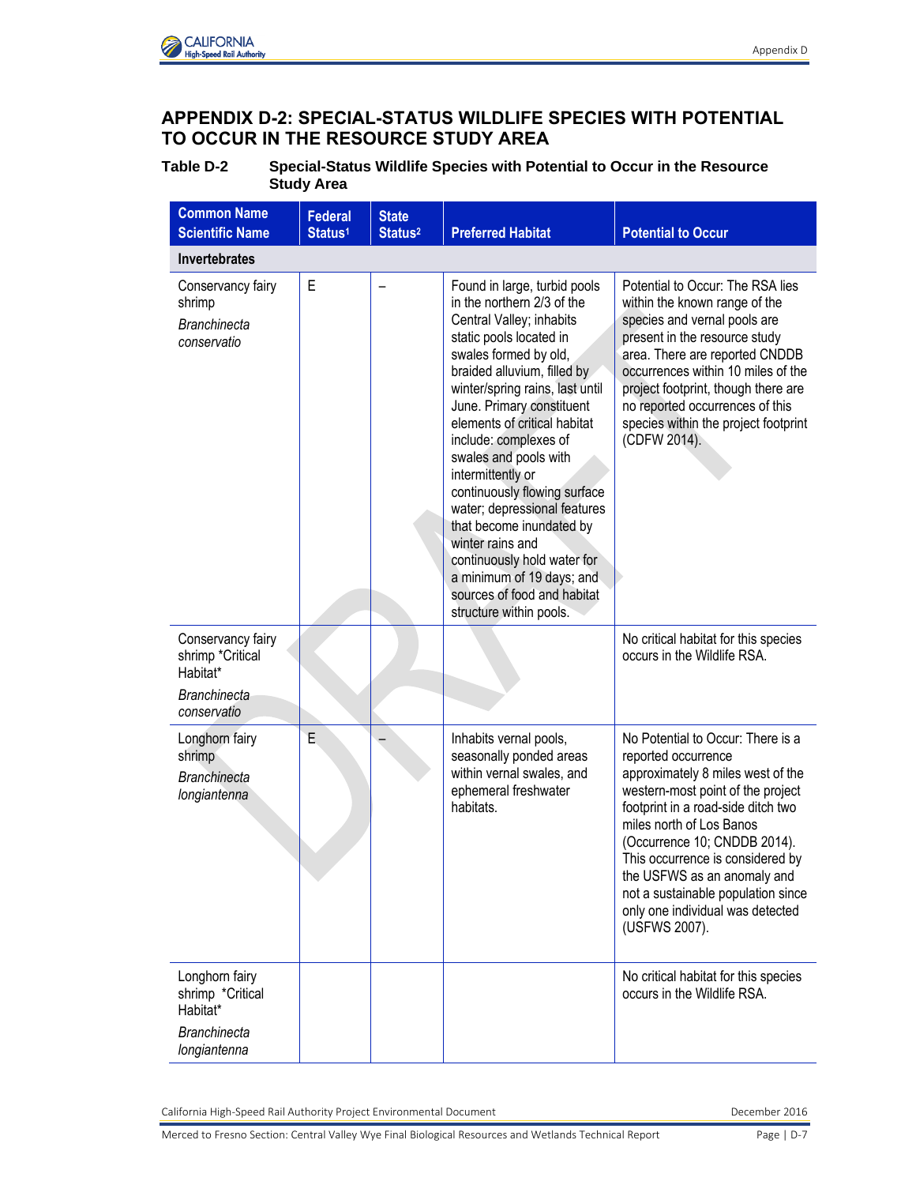## APPENDIX D-2: SPECIAL-STATUS WILDLIFE SPECIES WITH POTENTIAL TO OCCUR IN THE RESOURCE STUDY AREA

**Table D-2 Special-Status Wildlife Species with Potential to Occur in the Resource Study Area**

| Common Name Scientific Name | Federal Status[1] | State Status[2] | Preferred Habitat | Potential to Occur |
|---|---|---|---|---|
| **Invertebrates** | | | | |
| Conservancy fairy shrimp *Branchinecta conservatio* | E | – | Found in large, turbid pools in the northern 2/3 of the Central Valley; inhabits static pools located in swales formed by old, braided alluvium, filled by winter/spring rains, last until June. Primary constituent elements of critical habitat include: complexes of swales and pools with intermittently or continuously flowing surface water; depressional features that become inundated by winter rains and continuously hold water for a minimum of 19 days; and sources of food and habitat structure within pools. | Potential to Occur: The RSA lies within the known range of the species and vernal pools are present in the resource study area. There are reported CNDDB occurrences within 10 miles of the project footprint, though there are no reported occurrences of this species within the project footprint (CDFW 2014). |
| Conservancy fairy shrimp *Critical Habitat* *Branchinecta conservatio* | | | | No critical habitat for this species occurs in the Wildlife RSA. |
| Longhorn fairy shrimp *Branchinecta longiantenna* | E | – | Inhabits vernal pools, seasonally ponded areas within vernal swales, and ephemeral freshwater habitats. | No Potential to Occur: There is a reported occurrence approximately 8 miles west of the western-most point of the project footprint in a road-side ditch two miles north of Los Banos (Occurrence 10; CNDDB 2014). This occurrence is considered by the USFWS as an anomaly and not a sustainable population since only one individual was detected (USFWS 2007). |
| Longhorn fairy shrimp *Critical Habitat* *Branchinecta longiantenna* | | | | No critical habitat for this species occurs in the Wildlife RSA. |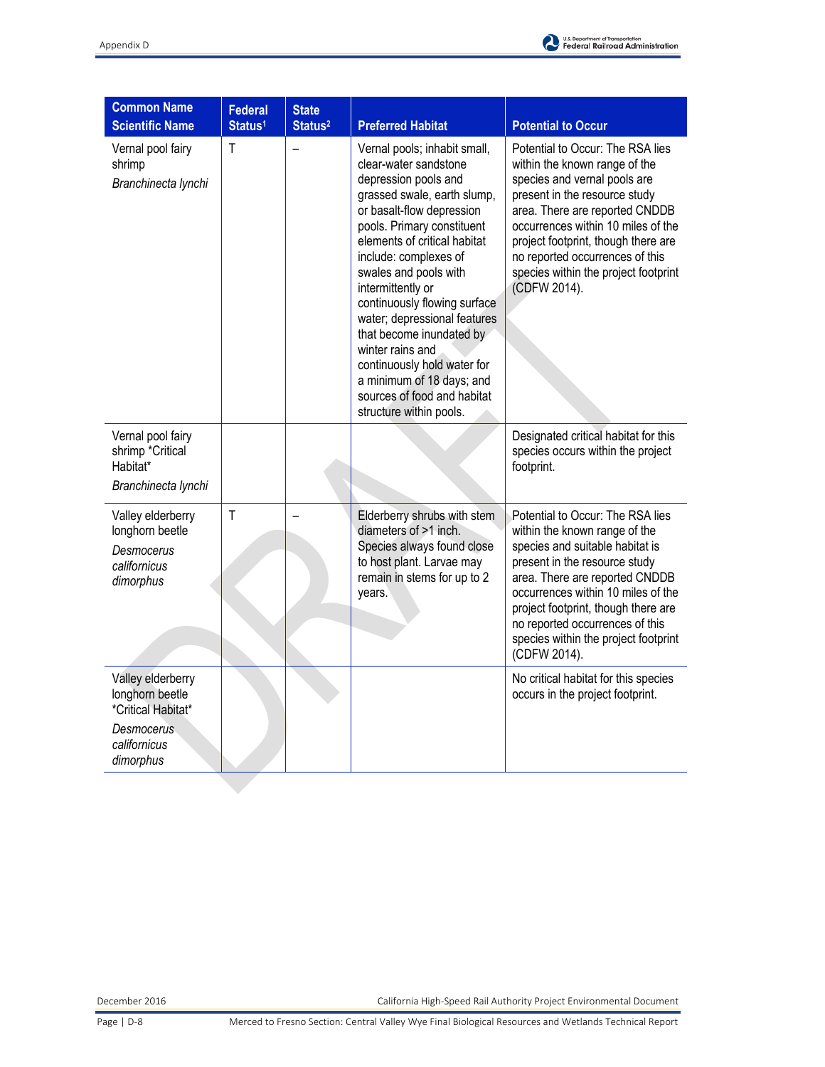| Common Name *Scientific Name* | Federal Status[1] | State Status[2] | Preferred Habitat | Potential to Occur |
|---|---|---|---|---|
| Vernal pool fairy shrimp *Branchinecta lynchi* | T | – | Vernal pools; inhabit small, clear-water sandstone depression pools and grassed swale, earth slump, or basalt-flow depression pools. Primary constituent elements of critical habitat include: complexes of swales and pools with intermittently or continuously flowing surface water; depressional features that become inundated by winter rains and continuously hold water for a minimum of 18 days; and sources of food and habitat structure within pools. | Potential to Occur: The RSA lies within the known range of the species and vernal pools are present in the resource study area. There are reported CNDDB occurrences within 10 miles of the project footprint, though there are no reported occurrences of this species within the project footprint (CDFW 2014). |
| Vernal pool fairy shrimp *Critical Habitat* *Branchinecta lynchi* | | | | Designated critical habitat for this species occurs within the project footprint. |
| Valley elderberry longhorn beetle *Desmocerus californicus dimorphus* | T | – | Elderberry shrubs with stem diameters of >1 inch. Species always found close to host plant. Larvae may remain in stems for up to 2 years. | Potential to Occur: The RSA lies within the known range of the species and suitable habitat is present in the resource study area. There are reported CNDDB occurrences within 10 miles of the project footprint, though there are no reported occurrences of this species within the project footprint (CDFW 2014). |
| Valley elderberry longhorn beetle *Critical Habitat* *Desmocerus californicus dimorphus* | | | | No critical habitat for this species occurs in the project footprint. |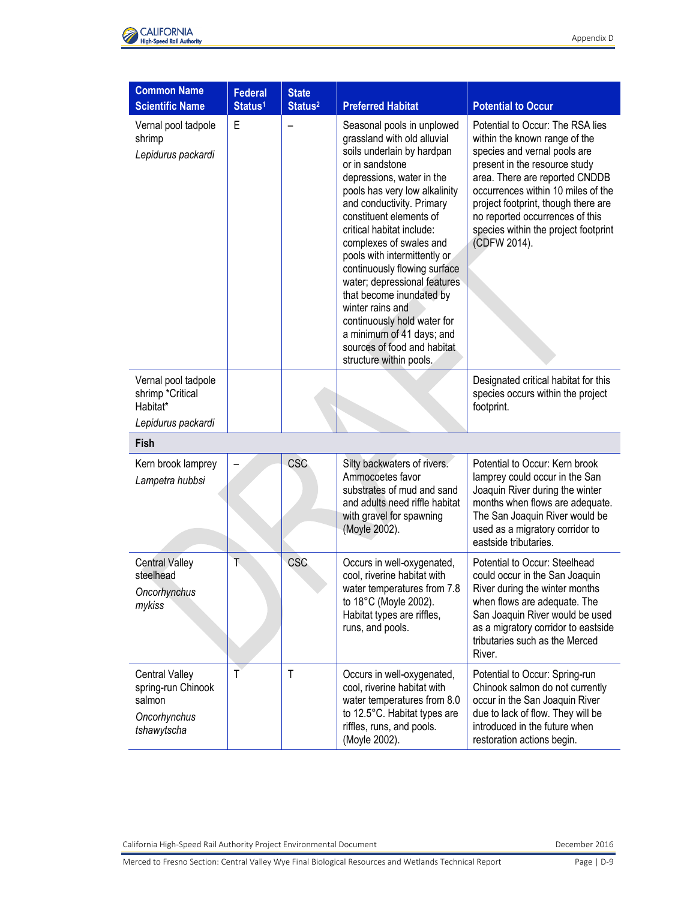| Common Name<br>Scientific Name | Federal Status[1] | State Status[2] | Preferred Habitat | Potential to Occur |
|---|---|---|---|---|
| Vernal pool tadpole shrimp<br>*Lepidurus packardi* | E | – | Seasonal pools in unplowed grassland with old alluvial soils underlain by hardpan or in sandstone depressions, water in the pools has very low alkalinity and conductivity. Primary constituent elements of critical habitat include: complexes of swales and pools with intermittently or continuously flowing surface water; depressional features that become inundated by winter rains and continuously hold water for a minimum of 41 days; and sources of food and habitat structure within pools. | Potential to Occur: The RSA lies within the known range of the species and vernal pools are present in the resource study area. There are reported CNDDB occurrences within 10 miles of the project footprint, though there are no reported occurrences of this species within the project footprint (CDFW 2014). |
| Vernal pool tadpole shrimp *Critical Habitat*<br>*Lepidurus packardi* | | | | Designated critical habitat for this species occurs within the project footprint. |
| **Fish** | | | | |
| Kern brook lamprey<br>*Lampetra hubbsi* | – | CSC | Silty backwaters of rivers. Ammocoetes favor substrates of mud and sand and adults need riffle habitat with gravel for spawning (Moyle 2002). | Potential to Occur: Kern brook lamprey could occur in the San Joaquin River during the winter months when flows are adequate. The San Joaquin River would be used as a migratory corridor to eastside tributaries. |
| Central Valley steelhead<br>*Oncorhynchus mykiss* | T | CSC | Occurs in well-oxygenated, cool, riverine habitat with water temperatures from 7.8 to 18°C (Moyle 2002). Habitat types are riffles, runs, and pools. | Potential to Occur: Steelhead could occur in the San Joaquin River during the winter months when flows are adequate. The San Joaquin River would be used as a migratory corridor to eastside tributaries such as the Merced River. |
| Central Valley spring-run Chinook salmon<br>*Oncorhynchus tshawytscha* | T | T | Occurs in well-oxygenated, cool, riverine habitat with water temperatures from 8.0 to 12.5°C. Habitat types are riffles, runs, and pools. (Moyle 2002). | Potential to Occur: Spring-run Chinook salmon do not currently occur in the San Joaquin River due to lack of flow. They will be introduced in the future when restoration actions begin. |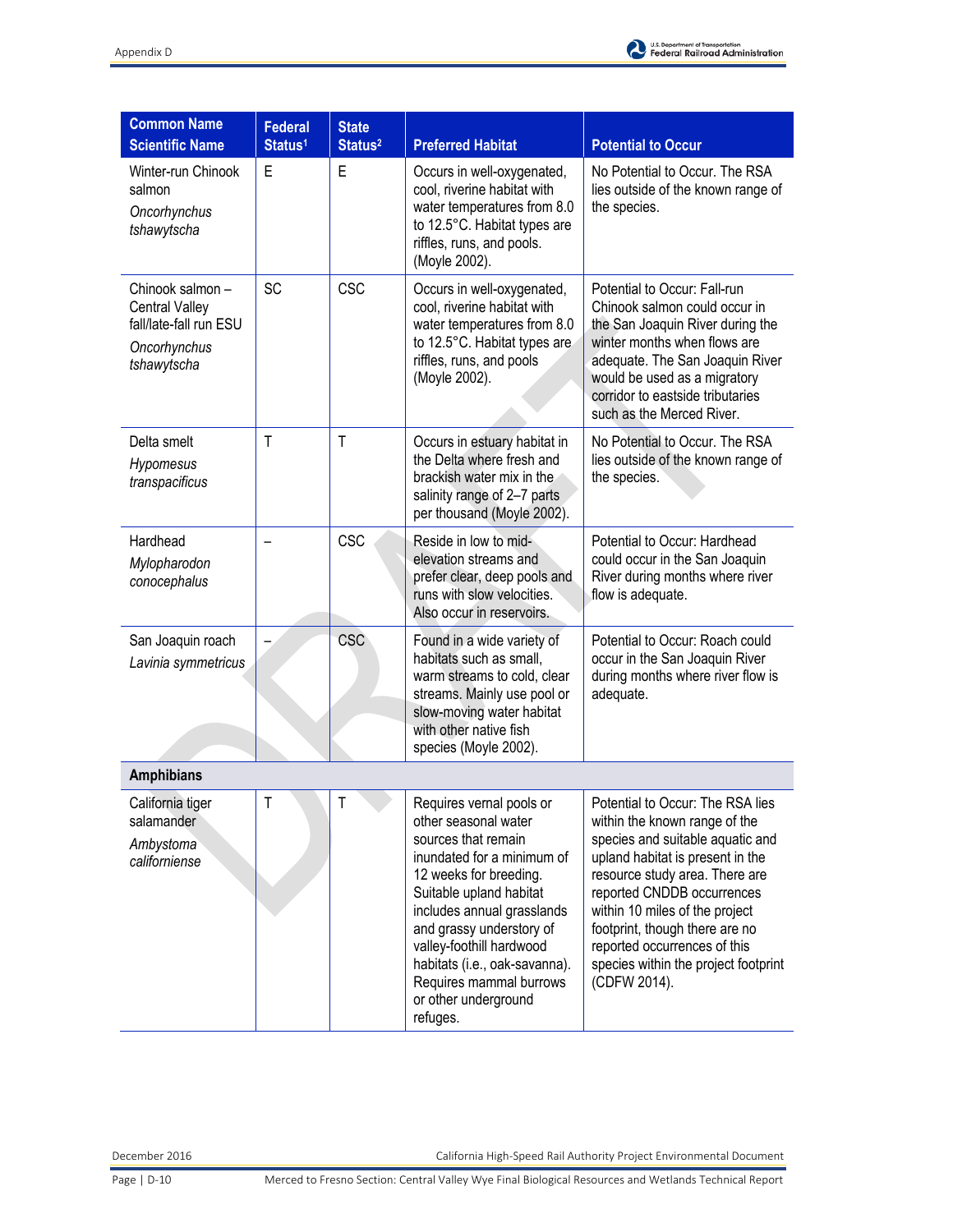| Common Name Scientific Name | Federal Status[1] | State Status[2] | Preferred Habitat | Potential to Occur |
|---|---|---|---|---|
| Winter-run Chinook salmon *Oncorhynchus tshawytscha* | E | E | Occurs in well-oxygenated, cool, riverine habitat with water temperatures from 8.0 to 12.5°C. Habitat types are riffles, runs, and pools. (Moyle 2002). | No Potential to Occur. The RSA lies outside of the known range of the species. |
| Chinook salmon – Central Valley fall/late-fall run ESU *Oncorhynchus tshawytscha* | SC | CSC | Occurs in well-oxygenated, cool, riverine habitat with water temperatures from 8.0 to 12.5°C. Habitat types are riffles, runs, and pools (Moyle 2002). | Potential to Occur: Fall-run Chinook salmon could occur in the San Joaquin River during the winter months when flows are adequate. The San Joaquin River would be used as a migratory corridor to eastside tributaries such as the Merced River. |
| Delta smelt *Hypomesus transpacificus* | T | T | Occurs in estuary habitat in the Delta where fresh and brackish water mix in the salinity range of 2–7 parts per thousand (Moyle 2002). | No Potential to Occur. The RSA lies outside of the known range of the species. |
| Hardhead *Mylopharodon conocephalus* | – | CSC | Reside in low to mid-elevation streams and prefer clear, deep pools and runs with slow velocities. Also occur in reservoirs. | Potential to Occur: Hardhead could occur in the San Joaquin River during months where river flow is adequate. |
| San Joaquin roach *Lavinia symmetricus* | – | CSC | Found in a wide variety of habitats such as small, warm streams to cold, clear streams. Mainly use pool or slow-moving water habitat with other native fish species (Moyle 2002). | Potential to Occur: Roach could occur in the San Joaquin River during months where river flow is adequate. |
| **Amphibians** | | | | |
| California tiger salamander *Ambystoma californiense* | T | T | Requires vernal pools or other seasonal water sources that remain inundated for a minimum of 12 weeks for breeding. Suitable upland habitat includes annual grasslands and grassy understory of valley-foothill hardwood habitats (i.e., oak-savanna). Requires mammal burrows or other underground refuges. | Potential to Occur: The RSA lies within the known range of the species and suitable aquatic and upland habitat is present in the resource study area. There are reported CNDDB occurrences within 10 miles of the project footprint, though there are no reported occurrences of this species within the project footprint (CDFW 2014). |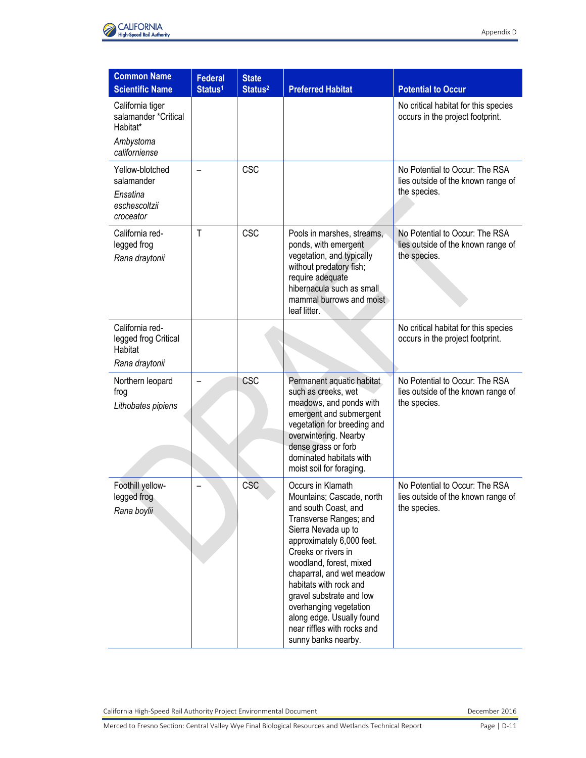| Common Name Scientific Name | Federal Status[1] | State Status[2] | Preferred Habitat | Potential to Occur |
|---|---|---|---|---|
| California tiger salamander *Critical Habitat* *Ambystoma californiense* | | | | No critical habitat for this species occurs in the project footprint. |
| Yellow-blotched salamander *Ensatina eschescoltzii croceator* | – | CSC | | No Potential to Occur: The RSA lies outside of the known range of the species. |
| California red-legged frog *Rana draytonii* | T | CSC | Pools in marshes, streams, ponds, with emergent vegetation, and typically without predatory fish; require adequate hibernacula such as small mammal burrows and moist leaf litter. | No Potential to Occur: The RSA lies outside of the known range of the species. |
| California red-legged frog Critical Habitat *Rana draytonii* | | | | No critical habitat for this species occurs in the project footprint. |
| Northern leopard frog *Lithobates pipiens* | – | CSC | Permanent aquatic habitat such as creeks, wet meadows, and ponds with emergent and submergent vegetation for breeding and overwintering. Nearby dense grass or forb dominated habitats with moist soil for foraging. | No Potential to Occur: The RSA lies outside of the known range of the species. |
| Foothill yellow-legged frog *Rana boylii* | – | CSC | Occurs in Klamath Mountains; Cascade, north and south Coast, and Transverse Ranges; and Sierra Nevada up to approximately 6,000 feet. Creeks or rivers in woodland, forest, mixed chaparral, and wet meadow habitats with rock and gravel substrate and low overhanging vegetation along edge. Usually found near riffles with rocks and sunny banks nearby. | No Potential to Occur: The RSA lies outside of the known range of the species. |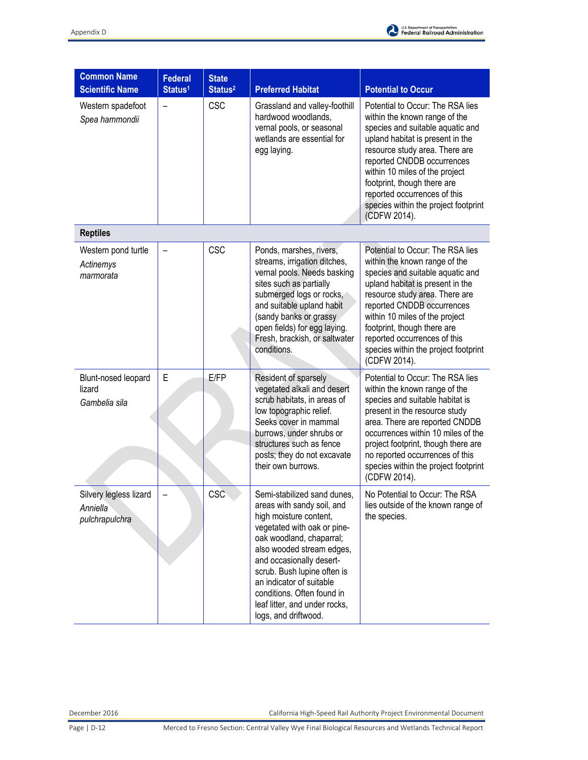| Common Name Scientific Name | Federal Status[1] | State Status[2] | Preferred Habitat | Potential to Occur |
|---|---|---|---|---|
| Western spadefoot *Spea hammondii* | – | CSC | Grassland and valley-foothill hardwood woodlands, vernal pools, or seasonal wetlands are essential for egg laying. | Potential to Occur: The RSA lies within the known range of the species and suitable aquatic and upland habitat is present in the resource study area. There are reported CNDDB occurrences within 10 miles of the project footprint, though there are reported occurrences of this species within the project footprint (CDFW 2014). |
| **Reptiles** | | | | |
| Western pond turtle *Actinemys marmorata* | – | CSC | Ponds, marshes, rivers, streams, irrigation ditches, vernal pools. Needs basking sites such as partially submerged logs or rocks, and suitable upland habit (sandy banks or grassy open fields) for egg laying. Fresh, brackish, or saltwater conditions. | Potential to Occur: The RSA lies within the known range of the species and suitable aquatic and upland habitat is present in the resource study area. There are reported CNDDB occurrences within 10 miles of the project footprint, though there are reported occurrences of this species within the project footprint (CDFW 2014). |
| Blunt-nosed leopard lizard *Gambelia sila* | E | E/FP | Resident of sparsely vegetated alkali and desert scrub habitats, in areas of low topographic relief. Seeks cover in mammal burrows, under shrubs or structures such as fence posts; they do not excavate their own burrows. | Potential to Occur: The RSA lies within the known range of the species and suitable habitat is present in the resource study area. There are reported CNDDB occurrences within 10 miles of the project footprint, though there are no reported occurrences of this species within the project footprint (CDFW 2014). |
| Silvery legless lizard *Anniella pulchrapulchra* | – | CSC | Semi-stabilized sand dunes, areas with sandy soil, and high moisture content, vegetated with oak or pine-oak woodland, chaparral; also wooded stream edges, and occasionally desert-scrub. Bush lupine often is an indicator of suitable conditions. Often found in leaf litter, and under rocks, logs, and driftwood. | No Potential to Occur: The RSA lies outside of the known range of the species. |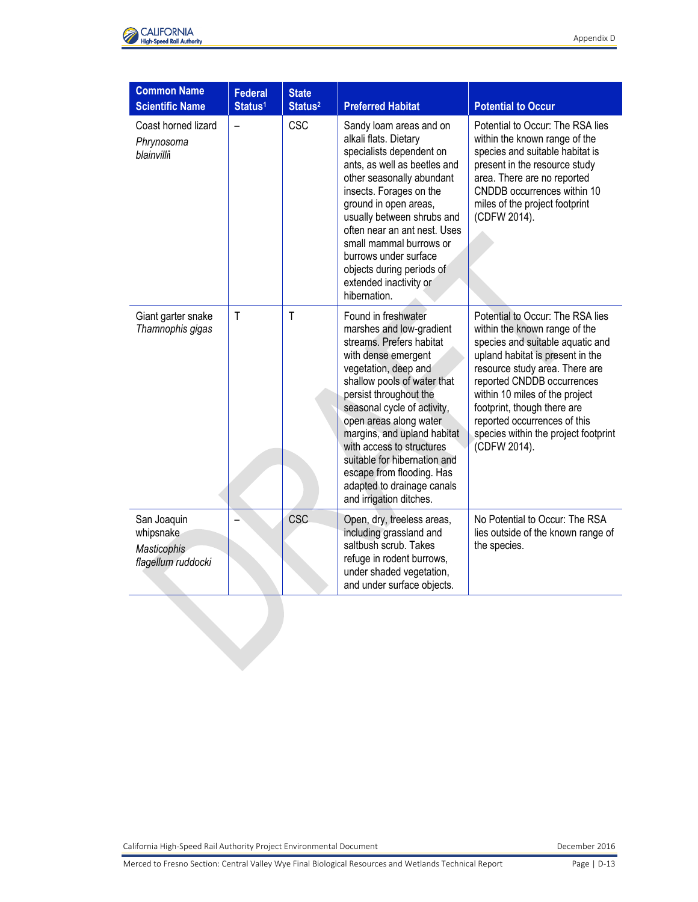| Common Name *Scientific Name* | Federal Status[1] | State Status[2] | Preferred Habitat | Potential to Occur |
|---|---|---|---|---|
| Coast horned lizard *Phrynosoma blainvillii* | – | CSC | Sandy loam areas and on alkali flats. Dietary specialists dependent on ants, as well as beetles and other seasonally abundant insects. Forages on the ground in open areas, usually between shrubs and often near an ant nest. Uses small mammal burrows or burrows under surface objects during periods of extended inactivity or hibernation. | Potential to Occur: The RSA lies within the known range of the species and suitable habitat is present in the resource study area. There are no reported CNDDB occurrences within 10 miles of the project footprint (CDFW 2014). |
| Giant garter snake *Thamnophis gigas* | T | T | Found in freshwater marshes and low-gradient streams. Prefers habitat with dense emergent vegetation, deep and shallow pools of water that persist throughout the seasonal cycle of activity, open areas along water margins, and upland habitat with access to structures suitable for hibernation and escape from flooding. Has adapted to drainage canals and irrigation ditches. | Potential to Occur: The RSA lies within the known range of the species and suitable aquatic and upland habitat is present in the resource study area. There are reported CNDDB occurrences within 10 miles of the project footprint, though there are reported occurrences of this species within the project footprint (CDFW 2014). |
| San Joaquin whipsnake *Masticophis flagellum ruddocki* | – | CSC | Open, dry, treeless areas, including grassland and saltbush scrub. Takes refuge in rodent burrows, under shaded vegetation, and under surface objects. | No Potential to Occur: The RSA lies outside of the known range of the species. |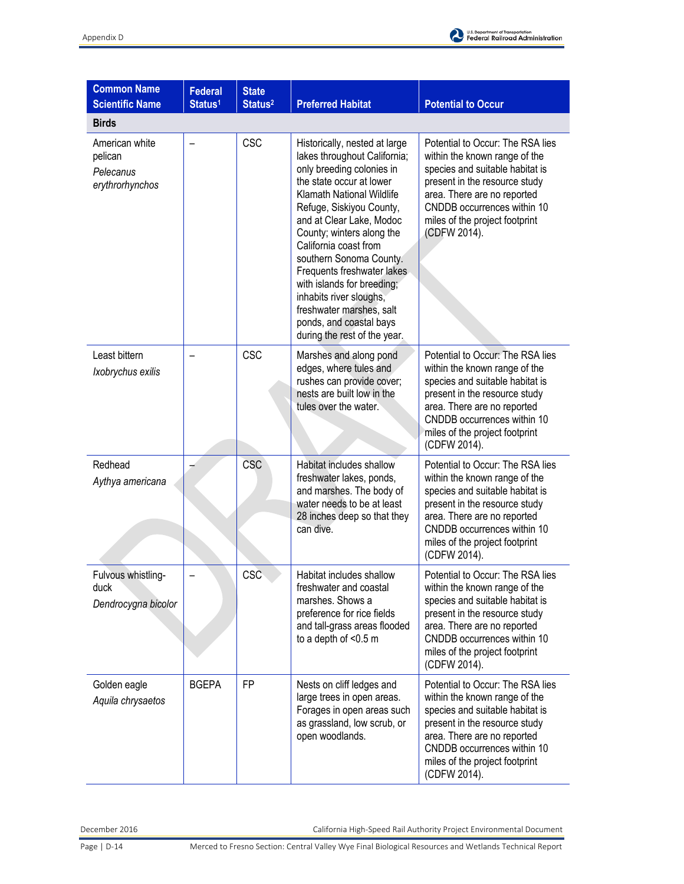| Common Name<br>Scientific Name | Federal Status[1] | State Status[2] | Preferred Habitat | Potential to Occur |
|---|---|---|---|---|
| **Birds** | | | | |
| American white pelican<br>*Pelecanus erythrorhynchos* | – | CSC | Historically, nested at large lakes throughout California; only breeding colonies in the state occur at lower Klamath National Wildlife Refuge, Siskiyou County, and at Clear Lake, Modoc County; winters along the California coast from southern Sonoma County. Frequents freshwater lakes with islands for breeding; inhabits river sloughs, freshwater marshes, salt ponds, and coastal bays during the rest of the year. | Potential to Occur: The RSA lies within the known range of the species and suitable habitat is present in the resource study area. There are no reported CNDDB occurrences within 10 miles of the project footprint (CDFW 2014). |
| Least bittern<br>*Ixobrychus exilis* | – | CSC | Marshes and along pond edges, where tules and rushes can provide cover; nests are built low in the tules over the water. | Potential to Occur: The RSA lies within the known range of the species and suitable habitat is present in the resource study area. There are no reported CNDDB occurrences within 10 miles of the project footprint (CDFW 2014). |
| Redhead<br>*Aythya americana* | – | CSC | Habitat includes shallow freshwater lakes, ponds, and marshes. The body of water needs to be at least 28 inches deep so that they can dive. | Potential to Occur: The RSA lies within the known range of the species and suitable habitat is present in the resource study area. There are no reported CNDDB occurrences within 10 miles of the project footprint (CDFW 2014). |
| Fulvous whistling-duck<br>*Dendrocygna bicolor* | – | CSC | Habitat includes shallow freshwater and coastal marshes. Shows a preference for rice fields and tall-grass areas flooded to a depth of <0.5 m | Potential to Occur: The RSA lies within the known range of the species and suitable habitat is present in the resource study area. There are no reported CNDDB occurrences within 10 miles of the project footprint (CDFW 2014). |
| Golden eagle<br>*Aquila chrysaetos* | BGEPA | FP | Nests on cliff ledges and large trees in open areas. Forages in open areas such as grassland, low scrub, or open woodlands. | Potential to Occur: The RSA lies within the known range of the species and suitable habitat is present in the resource study area. There are no reported CNDDB occurrences within 10 miles of the project footprint (CDFW 2014). |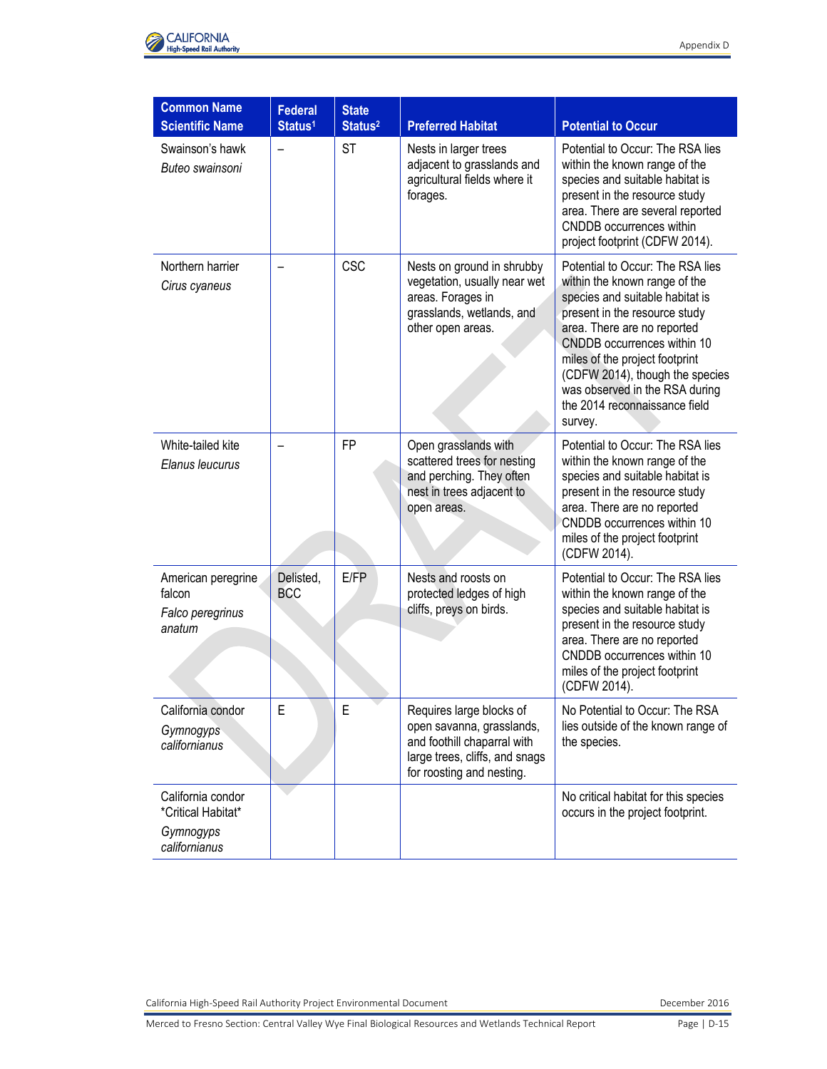| Common Name *Scientific Name* | Federal Status[1] | State Status[2] | Preferred Habitat | Potential to Occur |
|---|---|---|---|---|
| Swainson's hawk *Buteo swainsoni* | – | ST | Nests in larger trees adjacent to grasslands and agricultural fields where it forages. | Potential to Occur: The RSA lies within the known range of the species and suitable habitat is present in the resource study area. There are several reported CNDDB occurrences within project footprint (CDFW 2014). |
| Northern harrier *Cirus cyaneus* | – | CSC | Nests on ground in shrubby vegetation, usually near wet areas. Forages in grasslands, wetlands, and other open areas. | Potential to Occur: The RSA lies within the known range of the species and suitable habitat is present in the resource study area. There are no reported CNDDB occurrences within 10 miles of the project footprint (CDFW 2014), though the species was observed in the RSA during the 2014 reconnaissance field survey. |
| White-tailed kite *Elanus leucurus* | – | FP | Open grasslands with scattered trees for nesting and perching. They often nest in trees adjacent to open areas. | Potential to Occur: The RSA lies within the known range of the species and suitable habitat is present in the resource study area. There are no reported CNDDB occurrences within 10 miles of the project footprint (CDFW 2014). |
| American peregrine falcon *Falco peregrinus anatum* | Delisted, BCC | E/FP | Nests and roosts on protected ledges of high cliffs, preys on birds. | Potential to Occur: The RSA lies within the known range of the species and suitable habitat is present in the resource study area. There are no reported CNDDB occurrences within 10 miles of the project footprint (CDFW 2014). |
| California condor *Gymnogyps californianus* | E | E | Requires large blocks of open savanna, grasslands, and foothill chaparral with large trees, cliffs, and snags for roosting and nesting. | No Potential to Occur: The RSA lies outside of the known range of the species. |
| California condor *Critical Habitat* *Gymnogyps californianus* | | | | No critical habitat for this species occurs in the project footprint. |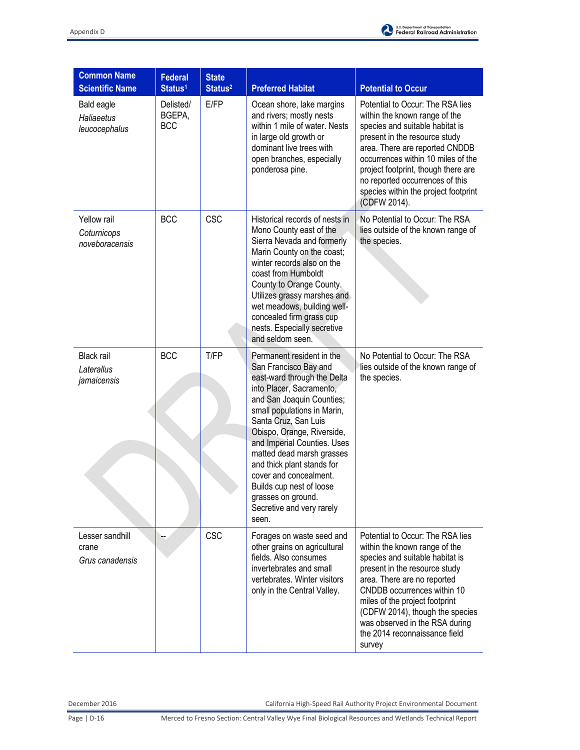| Common Name<br>Scientific Name | Federal Status[1] | State Status[2] | Preferred Habitat | Potential to Occur |
|---|---|---|---|---|
| Bald eagle<br>*Haliaeetus leucocephalus* | Delisted/ BGEPA, BCC | E/FP | Ocean shore, lake margins and rivers; mostly nests within 1 mile of water. Nests in large old growth or dominant live trees with open branches, especially ponderosa pine. | Potential to Occur: The RSA lies within the known range of the species and suitable habitat is present in the resource study area. There are reported CNDDB occurrences within 10 miles of the project footprint, though there are no reported occurrences of this species within the project footprint (CDFW 2014). |
| Yellow rail<br>*Coturnicops noveboracensis* | BCC | CSC | Historical records of nests in Mono County east of the Sierra Nevada and formerly Marin County on the coast; winter records also on the coast from Humboldt County to Orange County. Utilizes grassy marshes and wet meadows, building well-concealed firm grass cup nests. Especially secretive and seldom seen. | No Potential to Occur: The RSA lies outside of the known range of the species. |
| Black rail<br>*Laterallus jamaicensis* | BCC | T/FP | Permanent resident in the San Francisco Bay and east-ward through the Delta into Placer, Sacramento, and San Joaquin Counties; small populations in Marin, Santa Cruz, San Luis Obispo, Orange, Riverside, and Imperial Counties. Uses matted dead marsh grasses and thick plant stands for cover and concealment. Builds cup nest of loose grasses on ground. Secretive and very rarely seen. | No Potential to Occur: The RSA lies outside of the known range of the species. |
| Lesser sandhill crane<br>*Grus canadensis* | -- | CSC | Forages on waste seed and other grains on agricultural fields. Also consumes invertebrates and small vertebrates. Winter visitors only in the Central Valley. | Potential to Occur: The RSA lies within the known range of the species and suitable habitat is present in the resource study area. There are no reported CNDDB occurrences within 10 miles of the project footprint (CDFW 2014), though the species was observed in the RSA during the 2014 reconnaissance field survey |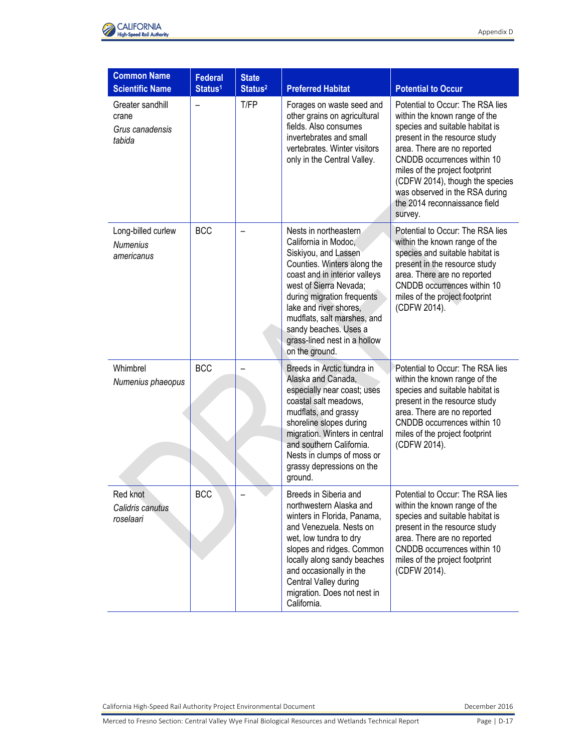| Common Name *Scientific Name* | Federal Status[1] | State Status[2] | Preferred Habitat | Potential to Occur |
|---|---|---|---|---|
| Greater sandhill crane *Grus canadensis tabida* | – | T/FP | Forages on waste seed and other grains on agricultural fields. Also consumes invertebrates and small vertebrates. Winter visitors only in the Central Valley. | Potential to Occur: The RSA lies within the known range of the species and suitable habitat is present in the resource study area. There are no reported CNDDB occurrences within 10 miles of the project footprint (CDFW 2014), though the species was observed in the RSA during the 2014 reconnaissance field survey. |
| Long-billed curlew *Numenius americanus* | BCC | – | Nests in northeastern California in Modoc, Siskiyou, and Lassen Counties. Winters along the coast and in interior valleys west of Sierra Nevada; during migration frequents lake and river shores, mudflats, salt marshes, and sandy beaches. Uses a grass-lined nest in a hollow on the ground. | Potential to Occur: The RSA lies within the known range of the species and suitable habitat is present in the resource study area. There are no reported CNDDB occurrences within 10 miles of the project footprint (CDFW 2014). |
| Whimbrel *Numenius phaeopus* | BCC | – | Breeds in Arctic tundra in Alaska and Canada, especially near coast; uses coastal salt meadows, mudflats, and grassy shoreline slopes during migration. Winters in central and southern California. Nests in clumps of moss or grassy depressions on the ground. | Potential to Occur: The RSA lies within the known range of the species and suitable habitat is present in the resource study area. There are no reported CNDDB occurrences within 10 miles of the project footprint (CDFW 2014). |
| Red knot *Calidris canutus roselaari* | BCC | – | Breeds in Siberia and northwestern Alaska and winters in Florida, Panama, and Venezuela. Nests on wet, low tundra to dry slopes and ridges. Common locally along sandy beaches and occasionally in the Central Valley during migration. Does not nest in California. | Potential to Occur: The RSA lies within the known range of the species and suitable habitat is present in the resource study area. There are no reported CNDDB occurrences within 10 miles of the project footprint (CDFW 2014). |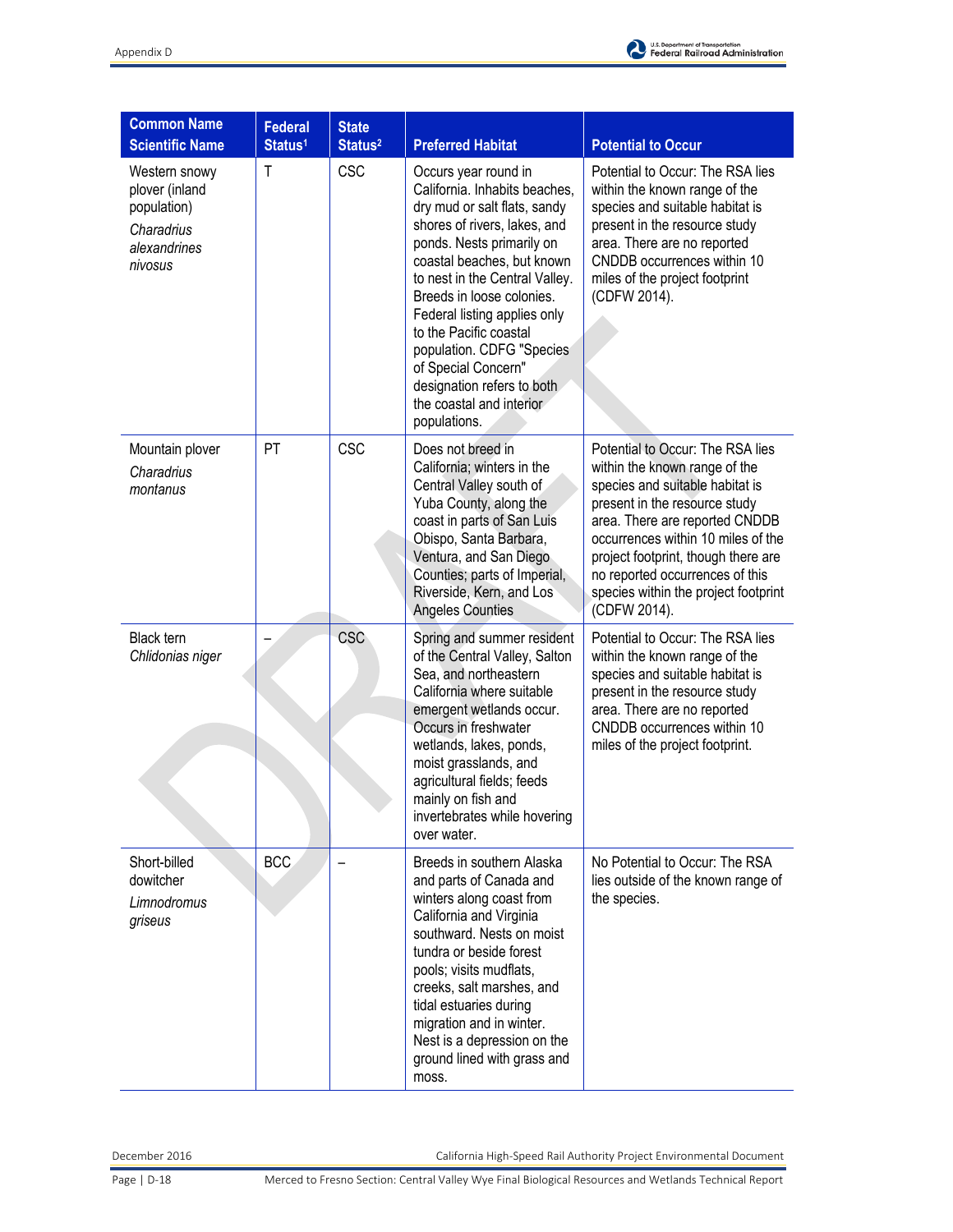| Common Name Scientific Name | Federal Status[1] | State Status[2] | Preferred Habitat | Potential to Occur |
|---|---|---|---|---|
| Western snowy plover (inland population) *Charadrius alexandrines nivosus* | T | CSC | Occurs year round in California. Inhabits beaches, dry mud or salt flats, sandy shores of rivers, lakes, and ponds. Nests primarily on coastal beaches, but known to nest in the Central Valley. Breeds in loose colonies. Federal listing applies only to the Pacific coastal population. CDFG "Species of Special Concern" designation refers to both the coastal and interior populations. | Potential to Occur: The RSA lies within the known range of the species and suitable habitat is present in the resource study area. There are no reported CNDDB occurrences within 10 miles of the project footprint (CDFW 2014). |
| Mountain plover *Charadrius montanus* | PT | CSC | Does not breed in California; winters in the Central Valley south of Yuba County, along the coast in parts of San Luis Obispo, Santa Barbara, Ventura, and San Diego Counties; parts of Imperial, Riverside, Kern, and Los Angeles Counties | Potential to Occur: The RSA lies within the known range of the species and suitable habitat is present in the resource study area. There are reported CNDDB occurrences within 10 miles of the project footprint, though there are no reported occurrences of this species within the project footprint (CDFW 2014). |
| Black tern *Chlidonias niger* | – | CSC | Spring and summer resident of the Central Valley, Salton Sea, and northeastern California where suitable emergent wetlands occur. Occurs in freshwater wetlands, lakes, ponds, moist grasslands, and agricultural fields; feeds mainly on fish and invertebrates while hovering over water. | Potential to Occur: The RSA lies within the known range of the species and suitable habitat is present in the resource study area. There are no reported CNDDB occurrences within 10 miles of the project footprint. |
| Short-billed dowitcher *Limnodromus griseus* | BCC | – | Breeds in southern Alaska and parts of Canada and winters along coast from California and Virginia southward. Nests on moist tundra or beside forest pools; visits mudflats, creeks, salt marshes, and tidal estuaries during migration and in winter. Nest is a depression on the ground lined with grass and moss. | No Potential to Occur: The RSA lies outside of the known range of the species. |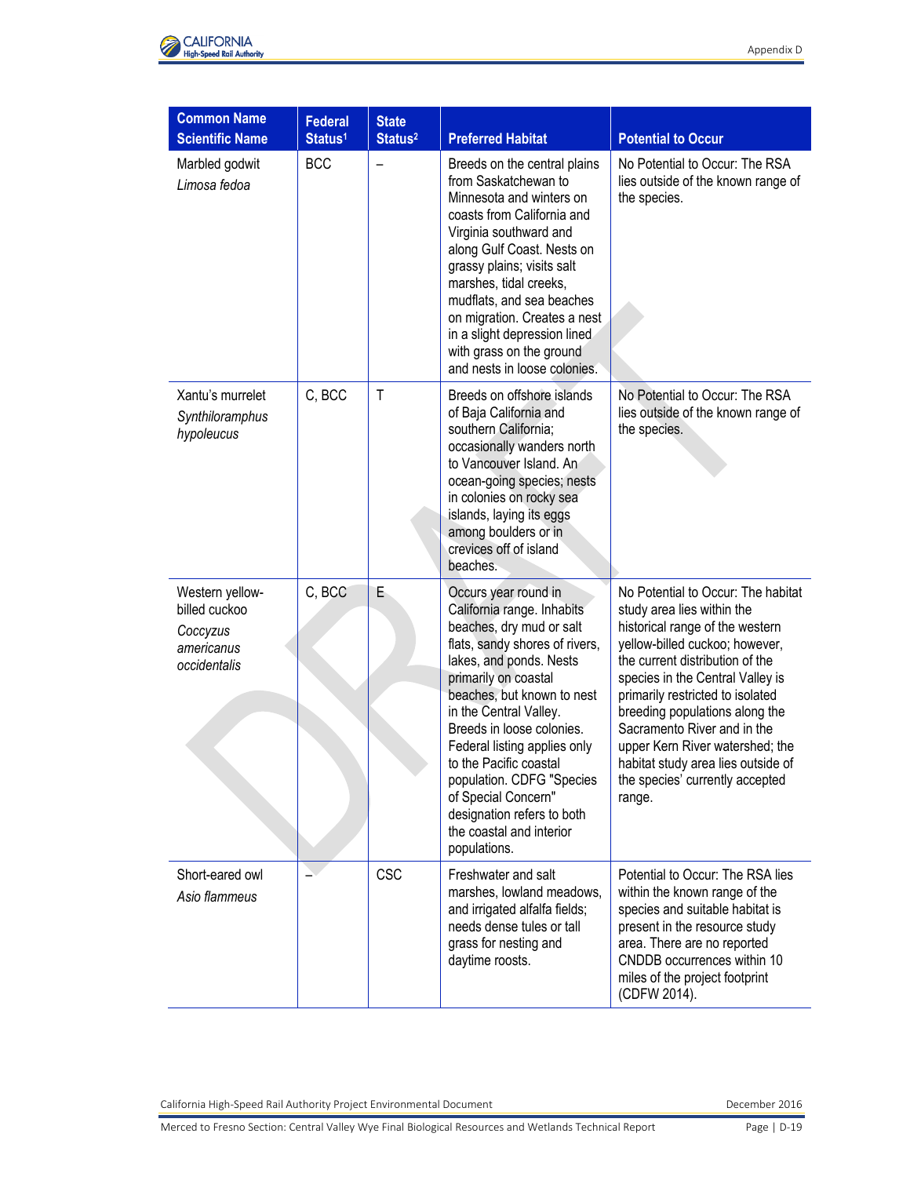| Common Name *Scientific Name* | Federal Status[1] | State Status[2] | Preferred Habitat | Potential to Occur |
|---|---|---|---|---|
| Marbled godwit *Limosa fedoa* | BCC | – | Breeds on the central plains from Saskatchewan to Minnesota and winters on coasts from California and Virginia southward and along Gulf Coast. Nests on grassy plains; visits salt marshes, tidal creeks, mudflats, and sea beaches on migration. Creates a nest in a slight depression lined with grass on the ground and nests in loose colonies. | No Potential to Occur: The RSA lies outside of the known range of the species. |
| Xantu's murrelet *Synthiloramphus hypoleucus* | C, BCC | T | Breeds on offshore islands of Baja California and southern California; occasionally wanders north to Vancouver Island. An ocean-going species; nests in colonies on rocky sea islands, laying its eggs among boulders or in crevices off of island beaches. | No Potential to Occur: The RSA lies outside of the known range of the species. |
| Western yellow-billed cuckoo *Coccyzus americanus occidentalis* | C, BCC | E | Occurs year round in California range. Inhabits beaches, dry mud or salt flats, sandy shores of rivers, lakes, and ponds. Nests primarily on coastal beaches, but known to nest in the Central Valley. Breeds in loose colonies. Federal listing applies only to the Pacific coastal population. CDFG "Species of Special Concern" designation refers to both the coastal and interior populations. | No Potential to Occur: The habitat study area lies within the historical range of the western yellow-billed cuckoo; however, the current distribution of the species in the Central Valley is primarily restricted to isolated breeding populations along the Sacramento River and in the upper Kern River watershed; the habitat study area lies outside of the species' currently accepted range. |
| Short-eared owl *Asio flammeus* | – | CSC | Freshwater and salt marshes, lowland meadows, and irrigated alfalfa fields; needs dense tules or tall grass for nesting and daytime roosts. | Potential to Occur: The RSA lies within the known range of the species and suitable habitat is present in the resource study area. There are no reported CNDDB occurrences within 10 miles of the project footprint (CDFW 2014). |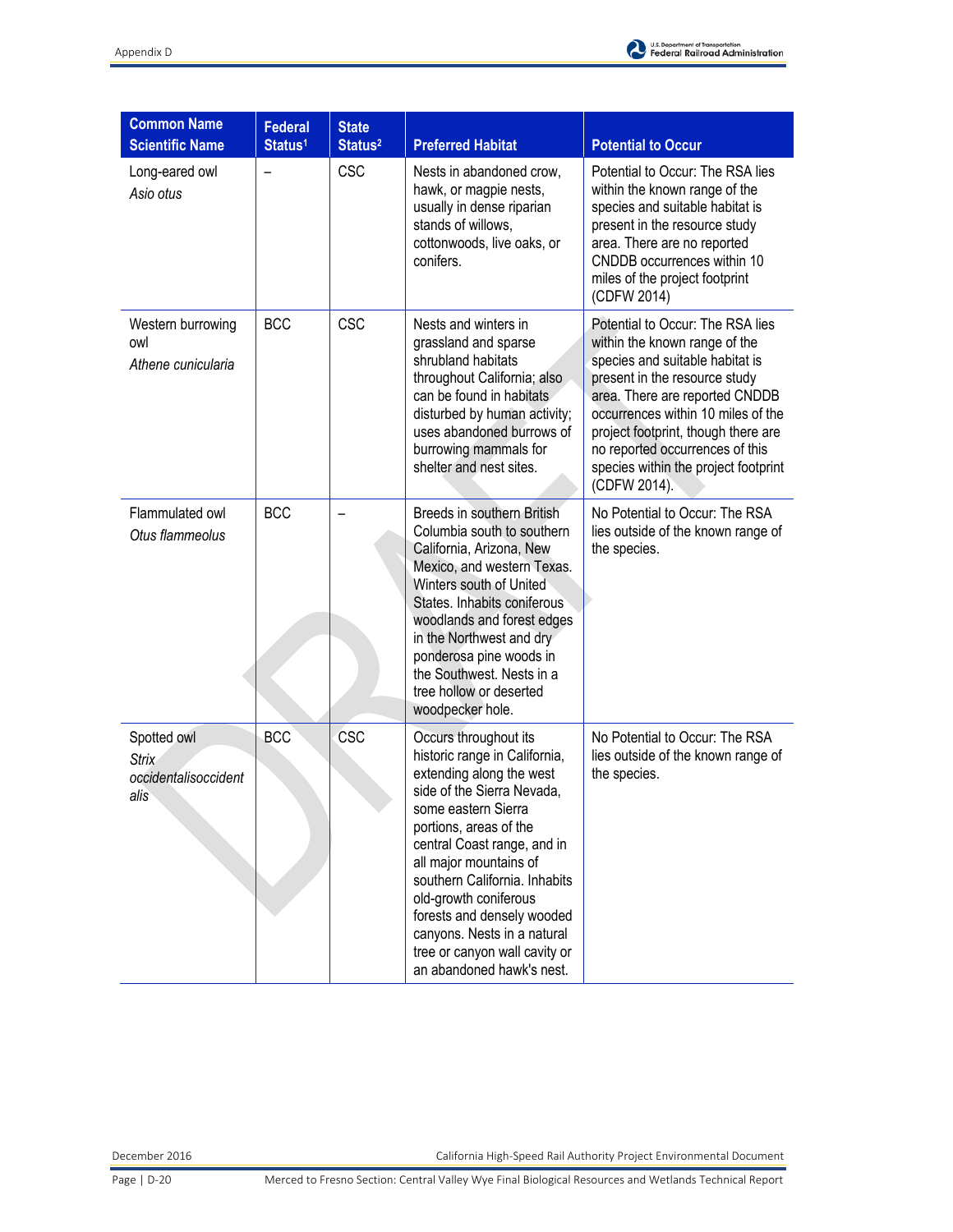| Common Name Scientific Name | Federal Status[1] | State Status[2] | Preferred Habitat | Potential to Occur |
|---|---|---|---|---|
| Long-eared owl *Asio otus* | – | CSC | Nests in abandoned crow, hawk, or magpie nests, usually in dense riparian stands of willows, cottonwoods, live oaks, or conifers. | Potential to Occur: The RSA lies within the known range of the species and suitable habitat is present in the resource study area. There are no reported CNDDB occurrences within 10 miles of the project footprint (CDFW 2014) |
| Western burrowing owl *Athene cunicularia* | BCC | CSC | Nests and winters in grassland and sparse shrubland habitats throughout California; also can be found in habitats disturbed by human activity; uses abandoned burrows of burrowing mammals for shelter and nest sites. | Potential to Occur: The RSA lies within the known range of the species and suitable habitat is present in the resource study area. There are reported CNDDB occurrences within 10 miles of the project footprint, though there are no reported occurrences of this species within the project footprint (CDFW 2014). |
| Flammulated owl *Otus flammeolus* | BCC | – | Breeds in southern British Columbia south to southern California, Arizona, New Mexico, and western Texas. Winters south of United States. Inhabits coniferous woodlands and forest edges in the Northwest and dry ponderosa pine woods in the Southwest. Nests in a tree hollow or deserted woodpecker hole. | No Potential to Occur: The RSA lies outside of the known range of the species. |
| Spotted owl *Strix occidentalisoccidentalis* | BCC | CSC | Occurs throughout its historic range in California, extending along the west side of the Sierra Nevada, some eastern Sierra portions, areas of the central Coast range, and in all major mountains of southern California. Inhabits old-growth coniferous forests and densely wooded canyons. Nests in a natural tree or canyon wall cavity or an abandoned hawk's nest. | No Potential to Occur: The RSA lies outside of the known range of the species. |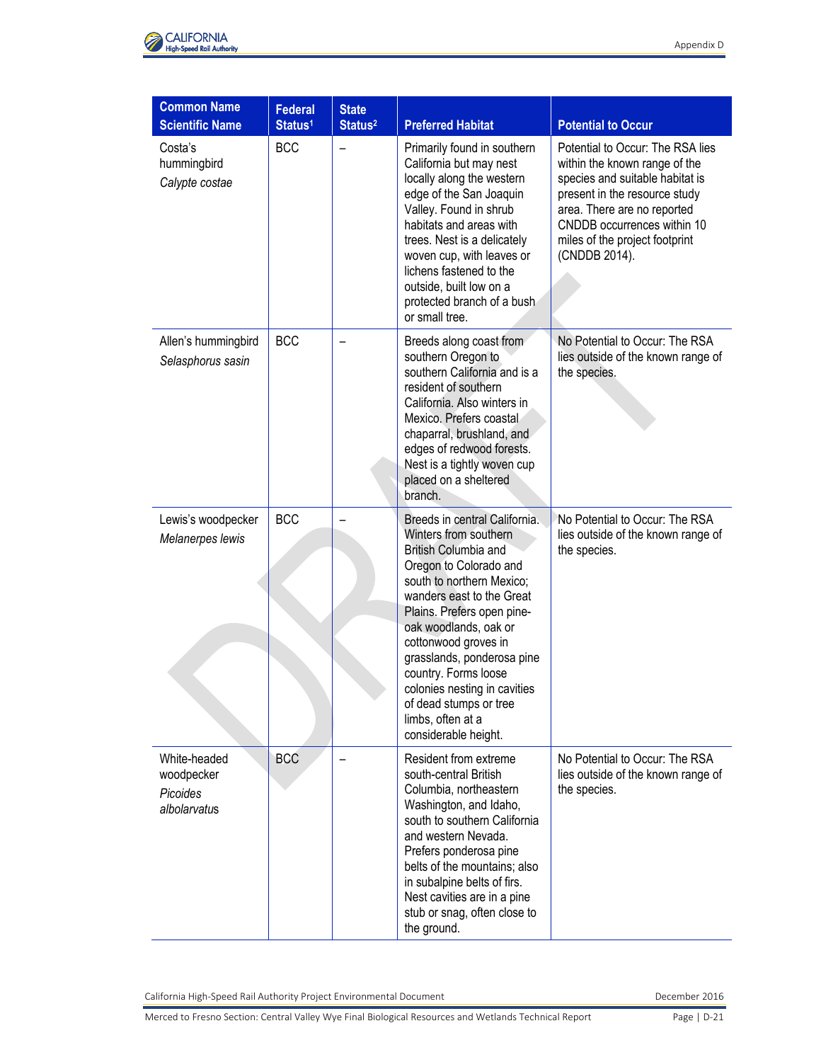| Common Name<br>Scientific Name | Federal Status[1] | State Status[2] | Preferred Habitat | Potential to Occur |
|---|---|---|---|---|
| Costa's hummingbird<br>*Calypte costae* | BCC | – | Primarily found in southern California but may nest locally along the western edge of the San Joaquin Valley. Found in shrub habitats and areas with trees. Nest is a delicately woven cup, with leaves or lichens fastened to the outside, built low on a protected branch of a bush or small tree. | Potential to Occur: The RSA lies within the known range of the species and suitable habitat is present in the resource study area. There are no reported CNDDB occurrences within 10 miles of the project footprint (CNDDB 2014). |
| Allen's hummingbird<br>*Selasphorus sasin* | BCC | – | Breeds along coast from southern Oregon to southern California and is a resident of southern California. Also winters in Mexico. Prefers coastal chaparral, brushland, and edges of redwood forests. Nest is a tightly woven cup placed on a sheltered branch. | No Potential to Occur: The RSA lies outside of the known range of the species. |
| Lewis's woodpecker<br>*Melanerpes lewis* | BCC | – | Breeds in central California. Winters from southern British Columbia and Oregon to Colorado and south to northern Mexico; wanders east to the Great Plains. Prefers open pine-oak woodlands, oak or cottonwood groves in grasslands, ponderosa pine country. Forms loose colonies nesting in cavities of dead stumps or tree limbs, often at a considerable height. | No Potential to Occur: The RSA lies outside of the known range of the species. |
| White-headed woodpecker<br>*Picoides albolarvatus* | BCC | – | Resident from extreme south-central British Columbia, northeastern Washington, and Idaho, south to southern California and western Nevada. Prefers ponderosa pine belts of the mountains; also in subalpine belts of firs. Nest cavities are in a pine stub or snag, often close to the ground. | No Potential to Occur: The RSA lies outside of the known range of the species. |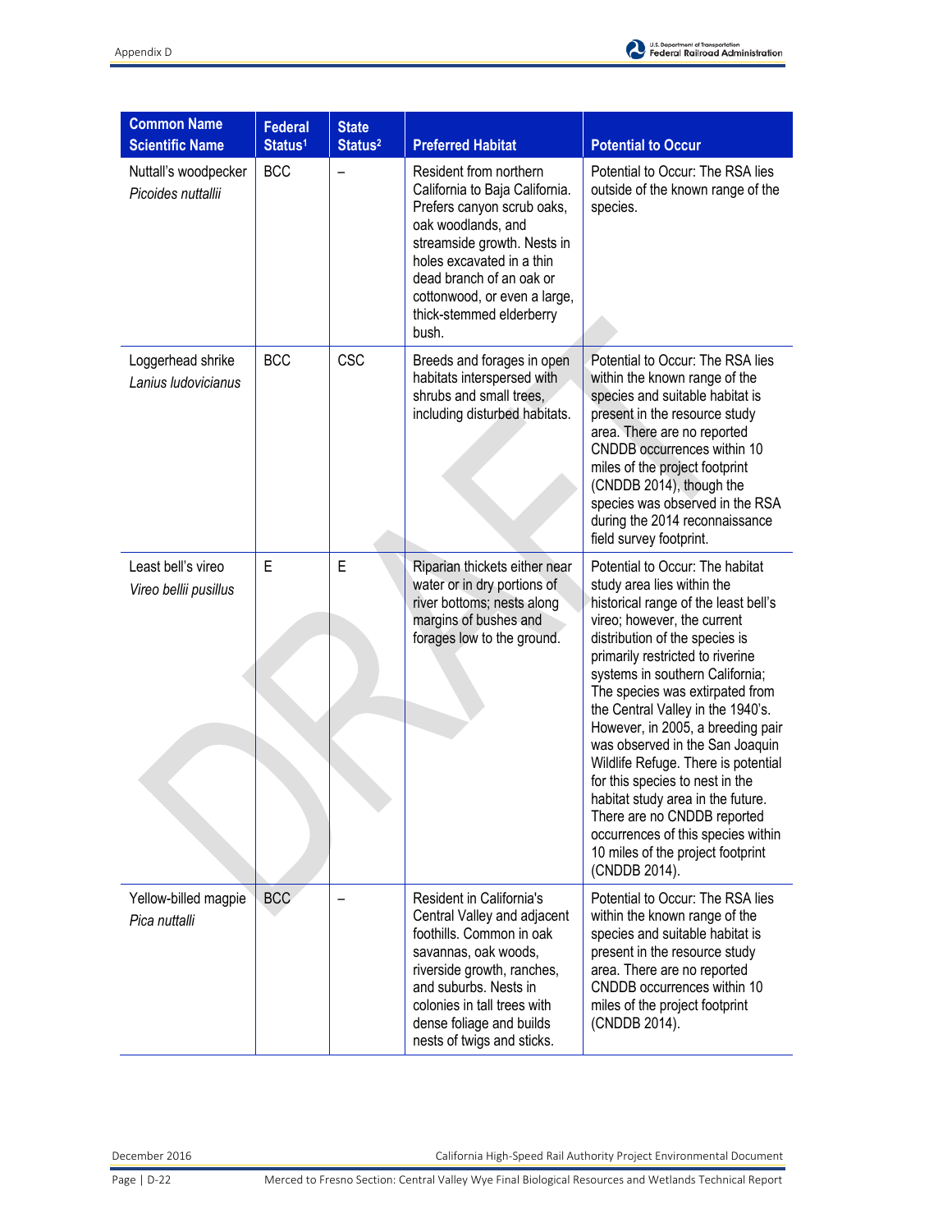| Common Name *Scientific Name* | Federal Status[1] | State Status[2] | Preferred Habitat | Potential to Occur |
|---|---|---|---|---|
| Nuttall's woodpecker *Picoides nuttallii* | BCC | – | Resident from northern California to Baja California. Prefers canyon scrub oaks, oak woodlands, and streamside growth. Nests in holes excavated in a thin dead branch of an oak or cottonwood, or even a large, thick-stemmed elderberry bush. | Potential to Occur: The RSA lies outside of the known range of the species. |
| Loggerhead shrike *Lanius ludovicianus* | BCC | CSC | Breeds and forages in open habitats interspersed with shrubs and small trees, including disturbed habitats. | Potential to Occur: The RSA lies within the known range of the species and suitable habitat is present in the resource study area. There are no reported CNDDB occurrences within 10 miles of the project footprint (CNDDB 2014), though the species was observed in the RSA during the 2014 reconnaissance field survey footprint. |
| Least bell's vireo *Vireo bellii pusillus* | E | E | Riparian thickets either near water or in dry portions of river bottoms; nests along margins of bushes and forages low to the ground. | Potential to Occur: The habitat study area lies within the historical range of the least bell's vireo; however, the current distribution of the species is primarily restricted to riverine systems in southern California; The species was extirpated from the Central Valley in the 1940's. However, in 2005, a breeding pair was observed in the San Joaquin Wildlife Refuge. There is potential for this species to nest in the habitat study area in the future. There are no CNDDB reported occurrences of this species within 10 miles of the project footprint (CNDDB 2014). |
| Yellow-billed magpie *Pica nuttalli* | BCC | – | Resident in California's Central Valley and adjacent foothills. Common in oak savannas, oak woods, riverside growth, ranches, and suburbs. Nests in colonies in tall trees with dense foliage and builds nests of twigs and sticks. | Potential to Occur: The RSA lies within the known range of the species and suitable habitat is present in the resource study area. There are no reported CNDDB occurrences within 10 miles of the project footprint (CNDDB 2014). |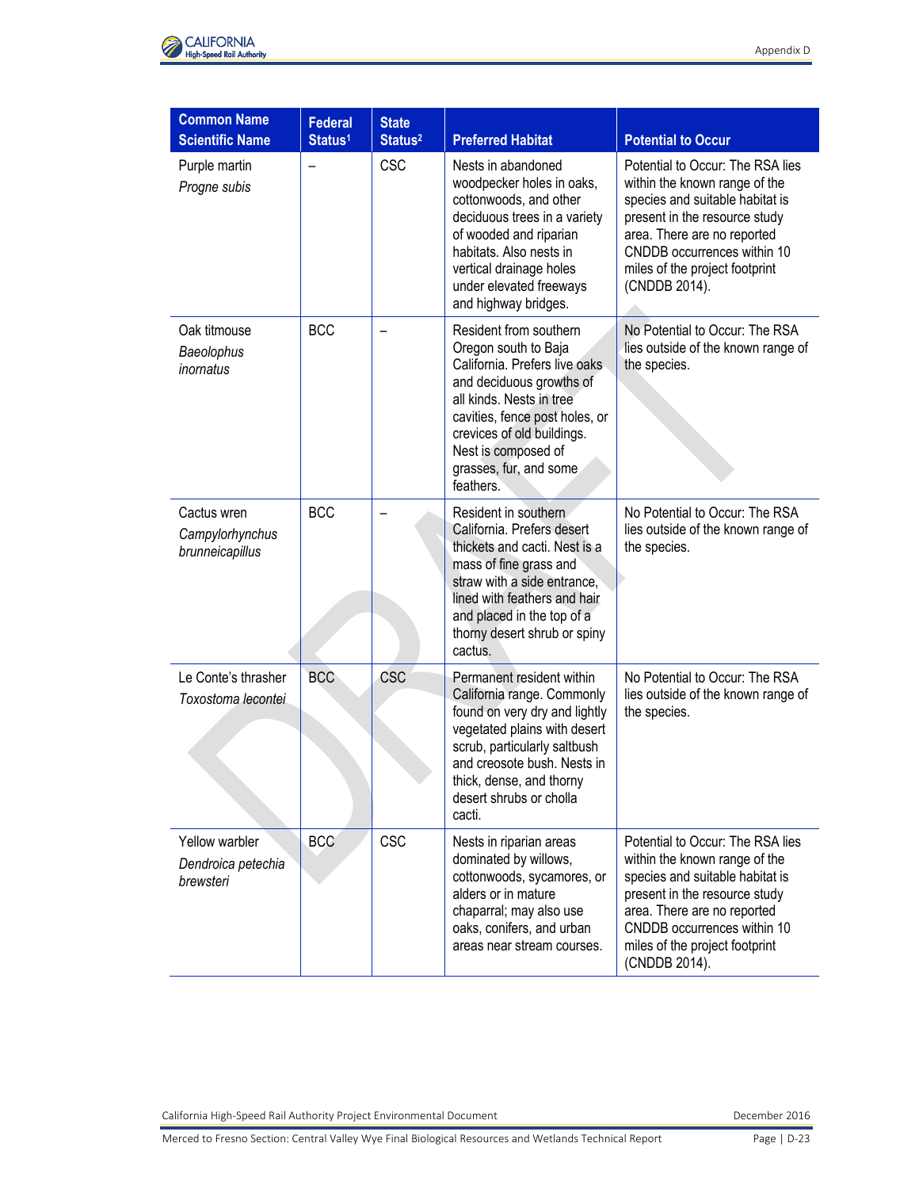| Common Name *Scientific Name* | Federal Status[1] | State Status[2] | Preferred Habitat | Potential to Occur |
|---|---|---|---|---|
| Purple martin *Progne subis* | – | CSC | Nests in abandoned woodpecker holes in oaks, cottonwoods, and other deciduous trees in a variety of wooded and riparian habitats. Also nests in vertical drainage holes under elevated freeways and highway bridges. | Potential to Occur: The RSA lies within the known range of the species and suitable habitat is present in the resource study area. There are no reported CNDDB occurrences within 10 miles of the project footprint (CNDDB 2014). |
| Oak titmouse *Baeolophus inornatus* | BCC | – | Resident from southern Oregon south to Baja California. Prefers live oaks and deciduous growths of all kinds. Nests in tree cavities, fence post holes, or crevices of old buildings. Nest is composed of grasses, fur, and some feathers. | No Potential to Occur: The RSA lies outside of the known range of the species. |
| Cactus wren *Campylorhynchus brunneicapillus* | BCC | – | Resident in southern California. Prefers desert thickets and cacti. Nest is a mass of fine grass and straw with a side entrance, lined with feathers and hair and placed in the top of a thorny desert shrub or spiny cactus. | No Potential to Occur: The RSA lies outside of the known range of the species. |
| Le Conte's thrasher *Toxostoma lecontei* | BCC | CSC | Permanent resident within California range. Commonly found on very dry and lightly vegetated plains with desert scrub, particularly saltbush and creosote bush. Nests in thick, dense, and thorny desert shrubs or cholla cacti. | No Potential to Occur: The RSA lies outside of the known range of the species. |
| Yellow warbler *Dendroica petechia brewsteri* | BCC | CSC | Nests in riparian areas dominated by willows, cottonwoods, sycamores, or alders or in mature chaparral; may also use oaks, conifers, and urban areas near stream courses. | Potential to Occur: The RSA lies within the known range of the species and suitable habitat is present in the resource study area. There are no reported CNDDB occurrences within 10 miles of the project footprint (CNDDB 2014). |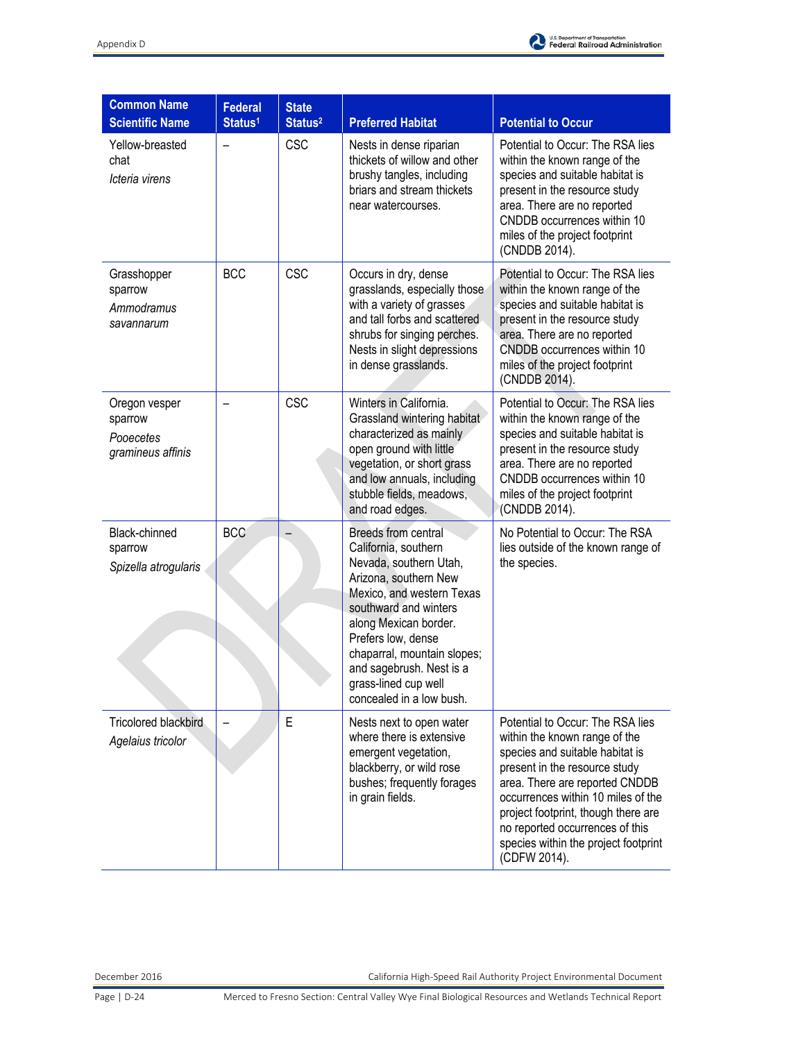| Common Name Scientific Name | Federal Status[1] | State Status[2] | Preferred Habitat | Potential to Occur |
|---|---|---|---|---|
| Yellow-breasted chat *Icteria virens* | – | CSC | Nests in dense riparian thickets of willow and other brushy tangles, including briars and stream thickets near watercourses. | Potential to Occur: The RSA lies within the known range of the species and suitable habitat is present in the resource study area. There are no reported CNDDB occurrences within 10 miles of the project footprint (CNDDB 2014). |
| Grasshopper sparrow *Ammodramus savannarum* | BCC | CSC | Occurs in dry, dense grasslands, especially those with a variety of grasses and tall forbs and scattered shrubs for singing perches. Nests in slight depressions in dense grasslands. | Potential to Occur: The RSA lies within the known range of the species and suitable habitat is present in the resource study area. There are no reported CNDDB occurrences within 10 miles of the project footprint (CNDDB 2014). |
| Oregon vesper sparrow *Pooecetes gramineus affinis* | – | CSC | Winters in California. Grassland wintering habitat characterized as mainly open ground with little vegetation, or short grass and low annuals, including stubble fields, meadows, and road edges. | Potential to Occur: The RSA lies within the known range of the species and suitable habitat is present in the resource study area. There are no reported CNDDB occurrences within 10 miles of the project footprint (CNDDB 2014). |
| Black-chinned sparrow *Spizella atrogularis* | BCC | – | Breeds from central California, southern Nevada, southern Utah, Arizona, southern New Mexico, and western Texas southward and winters along Mexican border. Prefers low, dense chaparral, mountain slopes; and sagebrush. Nest is a grass-lined cup well concealed in a low bush. | No Potential to Occur: The RSA lies outside of the known range of the species. |
| Tricolored blackbird *Agelaius tricolor* | – | E | Nests next to open water where there is extensive emergent vegetation, blackberry, or wild rose bushes; frequently forages in grain fields. | Potential to Occur: The RSA lies within the known range of the species and suitable habitat is present in the resource study area. There are reported CNDDB occurrences within 10 miles of the project footprint, though there are no reported occurrences of this species within the project footprint (CDFW 2014). |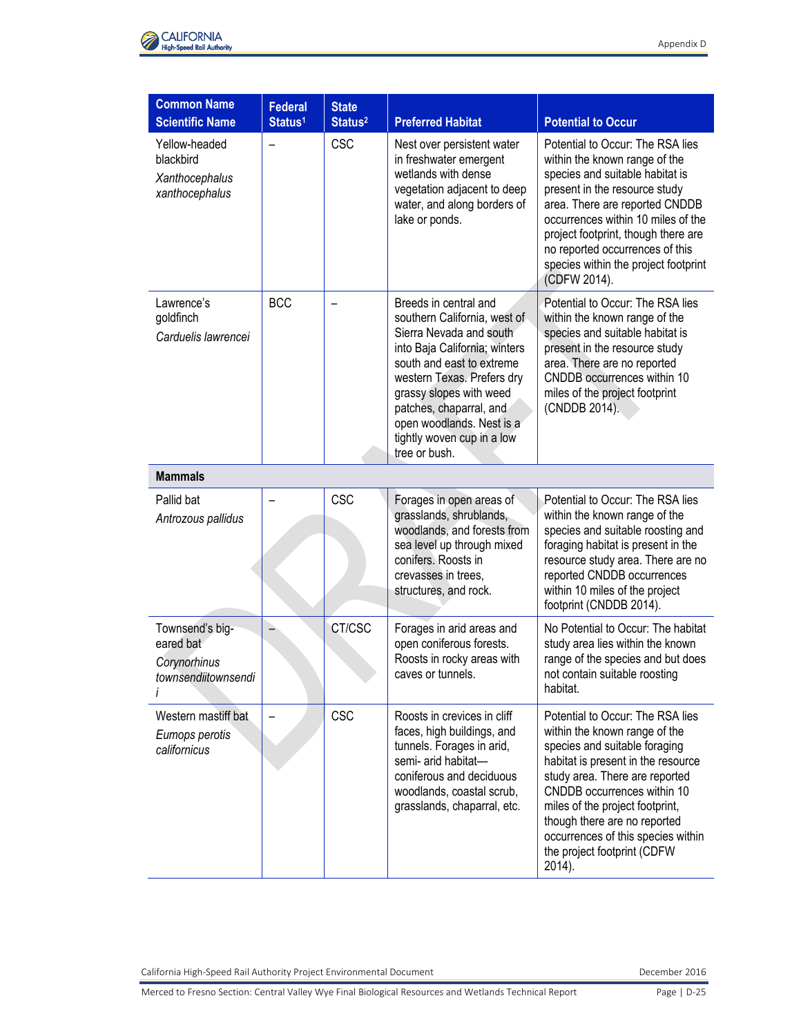| Common Name Scientific Name | Federal Status[1] | State Status[2] | Preferred Habitat | Potential to Occur |
|---|---|---|---|---|
| Yellow-headed blackbird *Xanthocephalus xanthocephalus* | – | CSC | Nest over persistent water in freshwater emergent wetlands with dense vegetation adjacent to deep water, and along borders of lake or ponds. | Potential to Occur: The RSA lies within the known range of the species and suitable habitat is present in the resource study area. There are reported CNDDB occurrences within 10 miles of the project footprint, though there are no reported occurrences of this species within the project footprint (CDFW 2014). |
| Lawrence's goldfinch *Carduelis lawrencei* | BCC | – | Breeds in central and southern California, west of Sierra Nevada and south into Baja California; winters south and east to extreme western Texas. Prefers dry grassy slopes with weed patches, chaparral, and open woodlands. Nest is a tightly woven cup in a low tree or bush. | Potential to Occur: The RSA lies within the known range of the species and suitable habitat is present in the resource study area. There are no reported CNDDB occurrences within 10 miles of the project footprint (CNDDB 2014). |
| **Mammals** | | | | |
| Pallid bat *Antrozous pallidus* | – | CSC | Forages in open areas of grasslands, shrublands, woodlands, and forests from sea level up through mixed conifers. Roosts in crevasses in trees, structures, and rock. | Potential to Occur: The RSA lies within the known range of the species and suitable roosting and foraging habitat is present in the resource study area. There are no reported CNDDB occurrences within 10 miles of the project footprint (CNDDB 2014). |
| Townsend's big-eared bat *Corynorhinus townsendiitownsendi i* | – | CT/CSC | Forages in arid areas and open coniferous forests. Roosts in rocky areas with caves or tunnels. | No Potential to Occur: The habitat study area lies within the known range of the species and but does not contain suitable roosting habitat. |
| Western mastiff bat *Eumops perotis californicus* | – | CSC | Roosts in crevices in cliff faces, high buildings, and tunnels. Forages in arid, semi- arid habitat—coniferous and deciduous woodlands, coastal scrub, grasslands, chaparral, etc. | Potential to Occur: The RSA lies within the known range of the species and suitable foraging habitat is present in the resource study area. There are reported CNDDB occurrences within 10 miles of the project footprint, though there are no reported occurrences of this species within the project footprint (CDFW 2014). |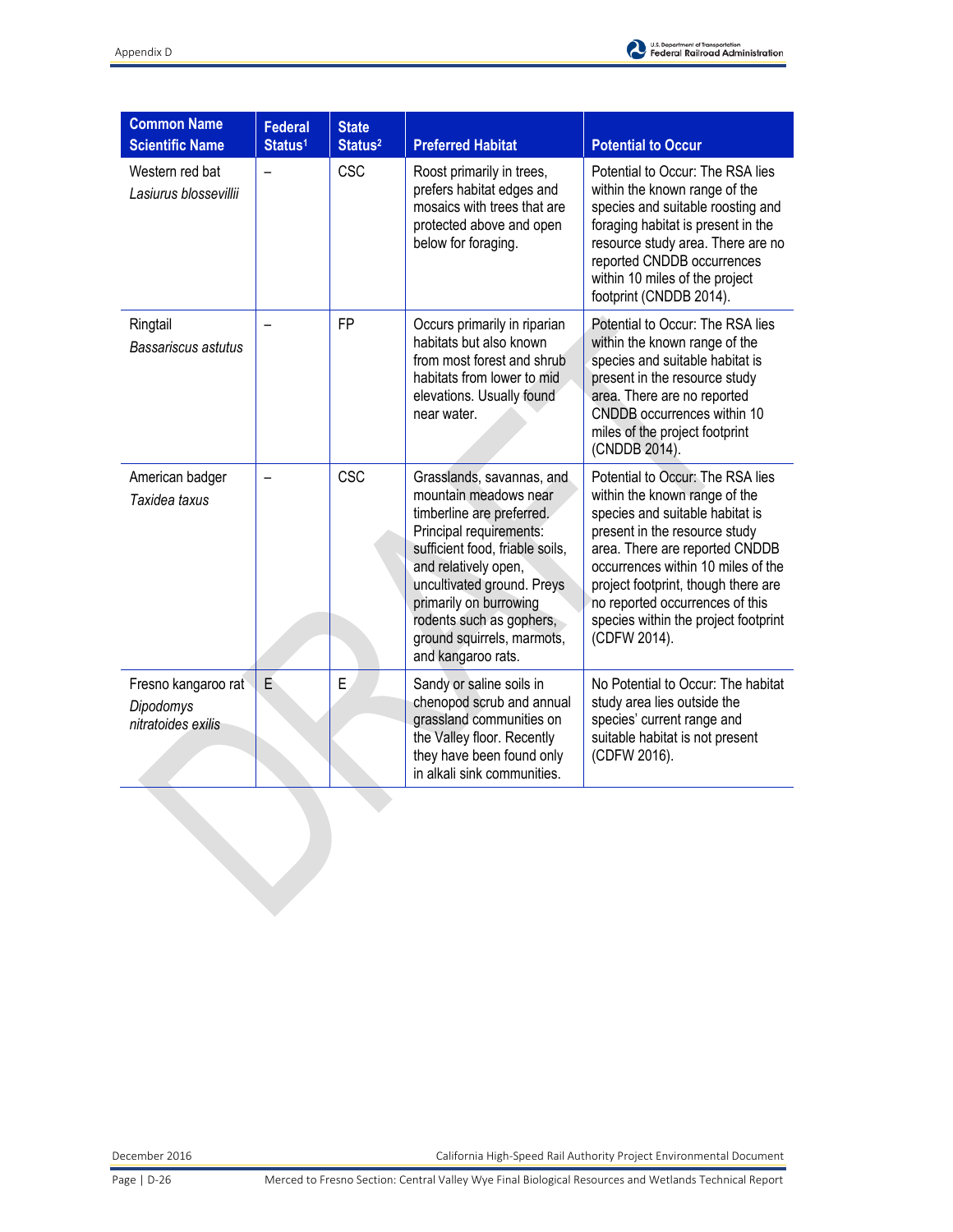| Common Name *Scientific Name* | Federal Status[1] | State Status[2] | Preferred Habitat | Potential to Occur |
|---|---|---|---|---|
| Western red bat *Lasiurus blossevillii* | – | CSC | Roost primarily in trees, prefers habitat edges and mosaics with trees that are protected above and open below for foraging. | Potential to Occur: The RSA lies within the known range of the species and suitable roosting and foraging habitat is present in the resource study area. There are no reported CNDDB occurrences within 10 miles of the project footprint (CNDDB 2014). |
| Ringtail *Bassariscus astutus* | – | FP | Occurs primarily in riparian habitats but also known from most forest and shrub habitats from lower to mid elevations. Usually found near water. | Potential to Occur: The RSA lies within the known range of the species and suitable habitat is present in the resource study area. There are no reported CNDDB occurrences within 10 miles of the project footprint (CNDDB 2014). |
| American badger *Taxidea taxus* | – | CSC | Grasslands, savannas, and mountain meadows near timberline are preferred. Principal requirements: sufficient food, friable soils, and relatively open, uncultivated ground. Preys primarily on burrowing rodents such as gophers, ground squirrels, marmots, and kangaroo rats. | Potential to Occur: The RSA lies within the known range of the species and suitable habitat is present in the resource study area. There are reported CNDDB occurrences within 10 miles of the project footprint, though there are no reported occurrences of this species within the project footprint (CDFW 2014). |
| Fresno kangaroo rat *Dipodomys nitratoides exilis* | E | E | Sandy or saline soils in chenopod scrub and annual grassland communities on the Valley floor. Recently they have been found only in alkali sink communities. | No Potential to Occur: The habitat study area lies outside the species' current range and suitable habitat is not present (CDFW 2016). |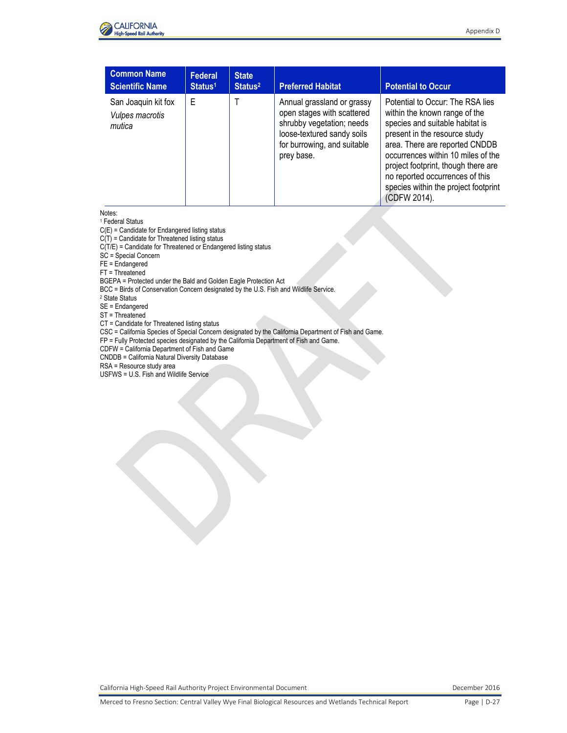| Common Name *Scientific Name* | Federal Status[1] | State Status[2] | Preferred Habitat | Potential to Occur |
|---|---|---|---|---|
| San Joaquin kit fox *Vulpes macrotis mutica* | E | T | Annual grassland or grassy open stages with scattered shrubby vegetation; needs loose-textured sandy soils for burrowing, and suitable prey base. | Potential to Occur: The RSA lies within the known range of the species and suitable habitat is present in the resource study area. There are reported CNDDB occurrences within 10 miles of the project footprint, though there are no reported occurrences of this species within the project footprint (CDFW 2014). |

Notes:
[1] Federal Status
C(E) = Candidate for Endangered listing status
C(T) = Candidate for Threatened listing status
C(T/E) = Candidate for Threatened or Endangered listing status
SC = Special Concern
FE = Endangered
FT = Threatened
BGEPA = Protected under the Bald and Golden Eagle Protection Act
BCC = Birds of Conservation Concern designated by the U.S. Fish and Wildlife Service.
[2] State Status
SE = Endangered
ST = Threatened
CT = Candidate for Threatened listing status
CSC = California Species of Special Concern designated by the California Department of Fish and Game.
FP = Fully Protected species designated by the California Department of Fish and Game.
CDFW = California Department of Fish and Game
CNDDB = California Natural Diversity Database
RSA = Resource study area
USFWS = U.S. Fish and Wildlife Service